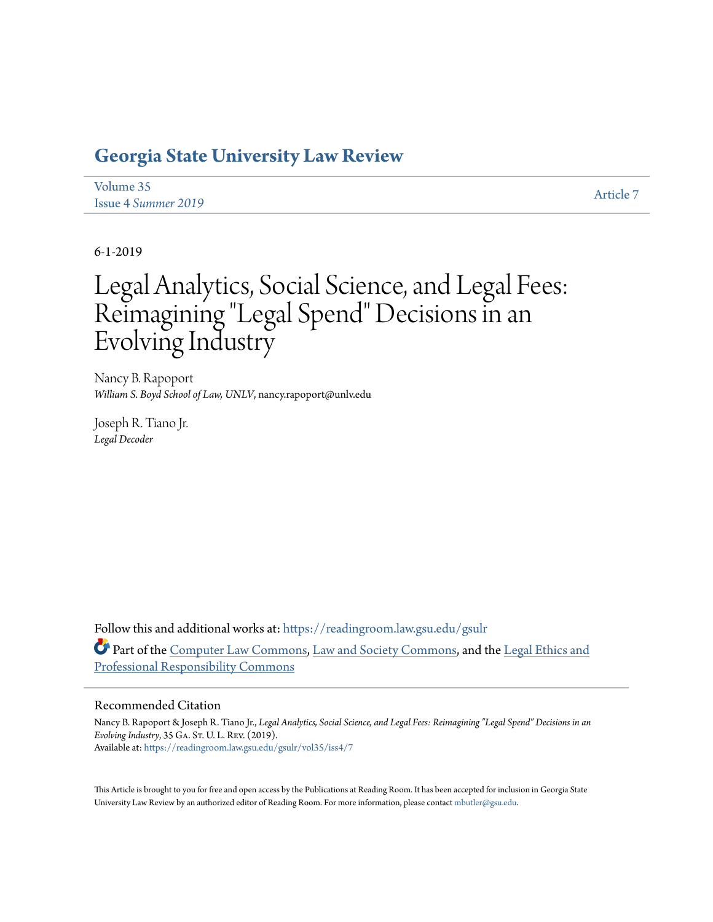# Georgia State University Law Review

Volume 35
Issue 4 *Summer 2019*

Article 7

6-1-2019

# Legal Analytics, Social Science, and Legal Fees: Reimagining "Legal Spend" Decisions in an Evolving Industry

Nancy B. Rapoport
*William S. Boyd School of Law, UNLV*, nancy.rapoport@unlv.edu

Joseph R. Tiano Jr.
*Legal Decoder*

Follow this and additional works at: https://readingroom.law.gsu.edu/gsulr

Part of the Computer Law Commons, Law and Society Commons, and the Legal Ethics and Professional Responsibility Commons

## Recommended Citation

Nancy B. Rapoport & Joseph R. Tiano Jr., *Legal Analytics, Social Science, and Legal Fees: Reimagining "Legal Spend" Decisions in an Evolving Industry*, 35 Ga. St. U. L. Rev. (2019).
Available at: https://readingroom.law.gsu.edu/gsulr/vol35/iss4/7

This Article is brought to you for free and open access by the Publications at Reading Room. It has been accepted for inclusion in Georgia State University Law Review by an authorized editor of Reading Room. For more information, please contact mbutler@gsu.edu.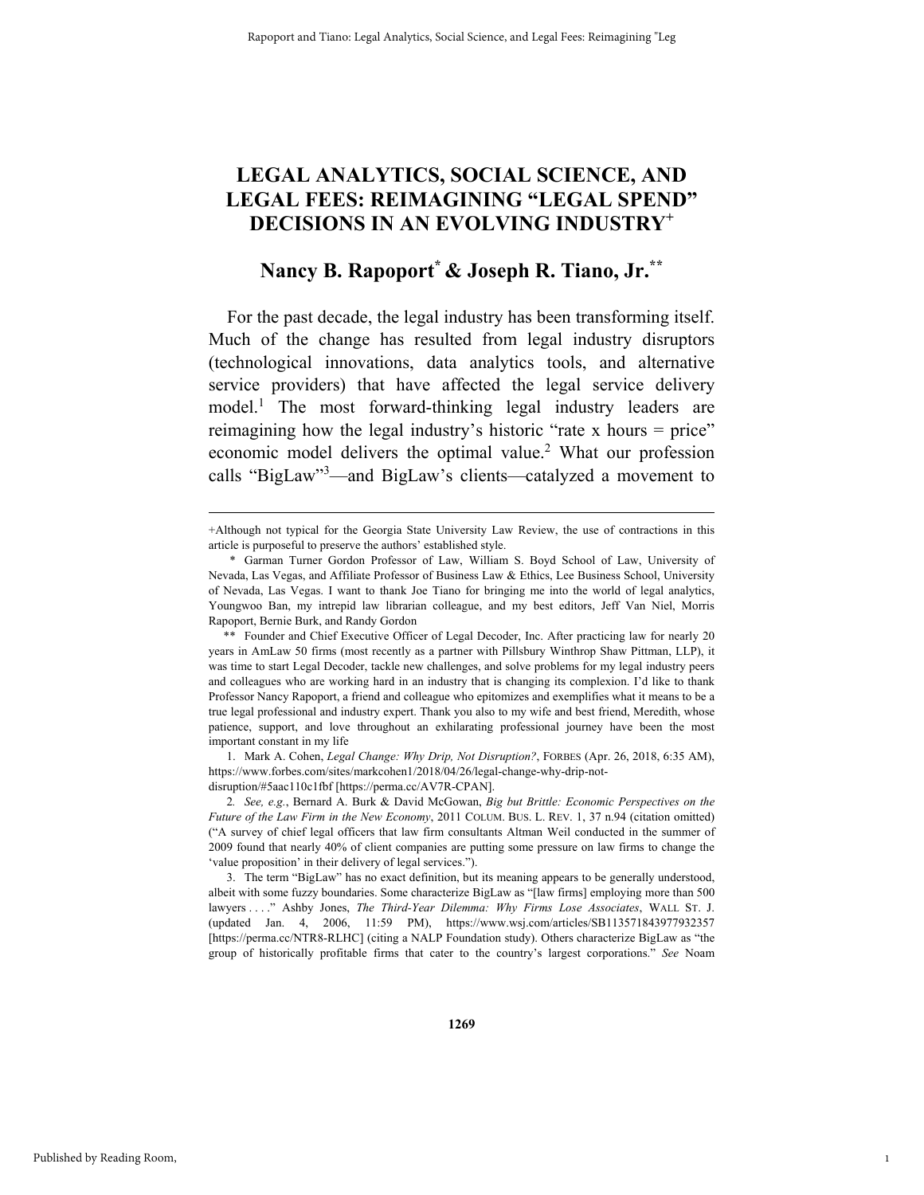# LEGAL ANALYTICS, SOCIAL SCIENCE, AND LEGAL FEES: REIMAGINING "LEGAL SPEND" DECISIONS IN AN EVOLVING INDUSTRY[+]

## Nancy B. Rapoport[*] & Joseph R. Tiano, Jr.[**]

For the past decade, the legal industry has been transforming itself. Much of the change has resulted from legal industry disruptors (technological innovations, data analytics tools, and alternative service providers) that have affected the legal service delivery model.[1] The most forward-thinking legal industry leaders are reimagining how the legal industry's historic "rate x hours = price" economic model delivers the optimal value.[2] What our profession calls "BigLaw"[3]—and BigLaw's clients—catalyzed a movement to

---

+Although not typical for the Georgia State University Law Review, the use of contractions in this article is purposeful to preserve the authors' established style.

\* Garman Turner Gordon Professor of Law, William S. Boyd School of Law, University of Nevada, Las Vegas, and Affiliate Professor of Business Law & Ethics, Lee Business School, University of Nevada, Las Vegas. I want to thank Joe Tiano for bringing me into the world of legal analytics, Youngwoo Ban, my intrepid law librarian colleague, and my best editors, Jeff Van Niel, Morris Rapoport, Bernie Burk, and Randy Gordon

\*\* Founder and Chief Executive Officer of Legal Decoder, Inc. After practicing law for nearly 20 years in AmLaw 50 firms (most recently as a partner with Pillsbury Winthrop Shaw Pittman, LLP), it was time to start Legal Decoder, tackle new challenges, and solve problems for my legal industry peers and colleagues who are working hard in an industry that is changing its complexion. I'd like to thank Professor Nancy Rapoport, a friend and colleague who epitomizes and exemplifies what it means to be a true legal professional and industry expert. Thank you also to my wife and best friend, Meredith, whose patience, support, and love throughout an exhilarating professional journey have been the most important constant in my life

1. Mark A. Cohen, *Legal Change: Why Drip, Not Disruption?*, FORBES (Apr. 26, 2018, 6:35 AM), https://www.forbes.com/sites/markcohen1/2018/04/26/legal-change-why-drip-not-disruption/#5aac110c1fbf [https://perma.cc/AV7R-CPAN].

2. *See, e.g.*, Bernard A. Burk & David McGowan, *Big but Brittle: Economic Perspectives on the Future of the Law Firm in the New Economy*, 2011 COLUM. BUS. L. REV. 1, 37 n.94 (citation omitted) ("A survey of chief legal officers that law firm consultants Altman Weil conducted in the summer of 2009 found that nearly 40% of client companies are putting some pressure on law firms to change the 'value proposition' in their delivery of legal services.").

3. The term "BigLaw" has no exact definition, but its meaning appears to be generally understood, albeit with some fuzzy boundaries. Some characterize BigLaw as "[law firms] employing more than 500 lawyers . . . ." Ashby Jones, *The Third-Year Dilemma: Why Firms Lose Associates*, WALL ST. J. (updated Jan. 4, 2006, 11:59 PM), https://www.wsj.com/articles/SB113571843977932357 [https://perma.cc/NTR8-RLHC] (citing a NALP Foundation study). Others characterize BigLaw as "the group of historically profitable firms that cater to the country's largest corporations." *See* Noam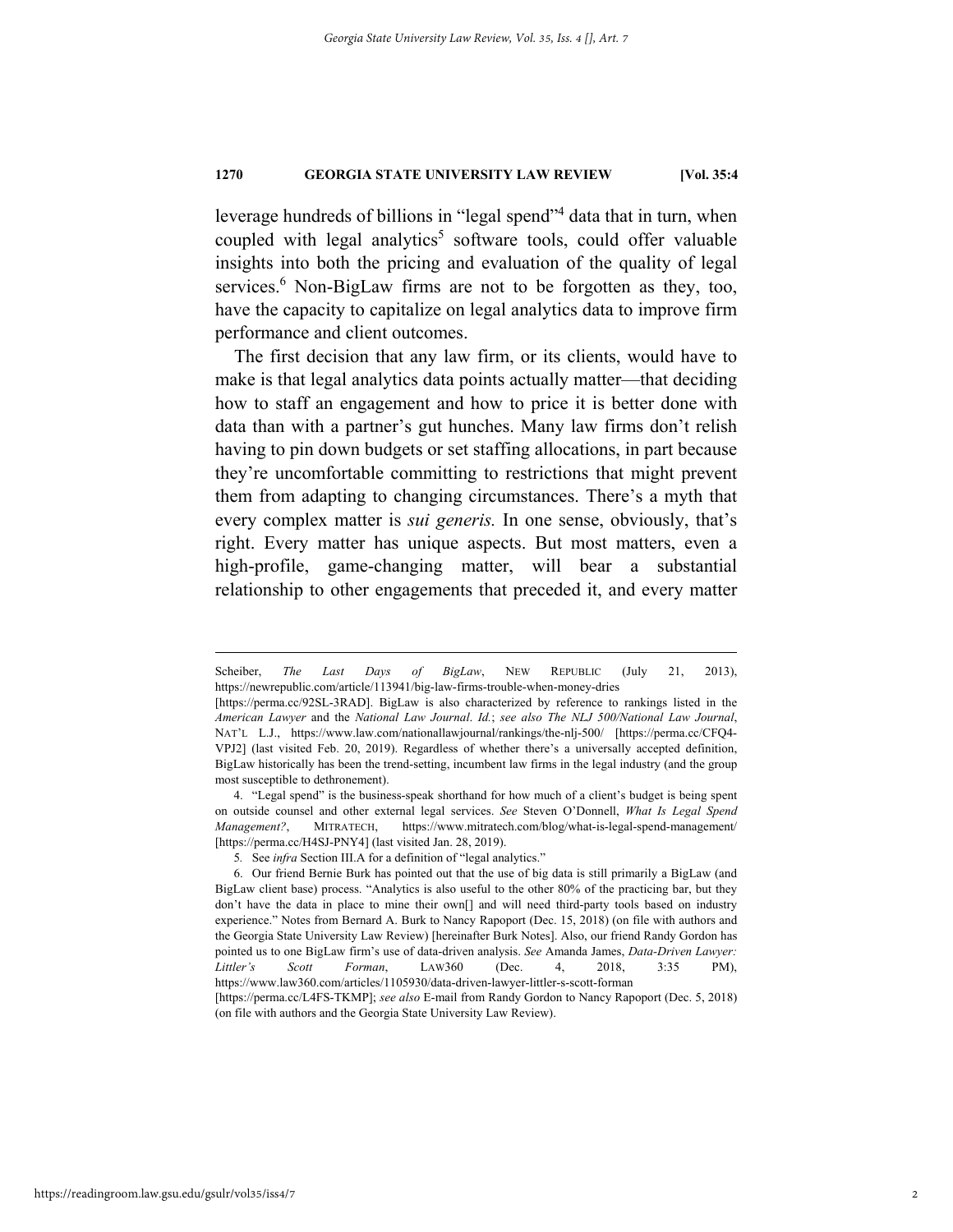leverage hundreds of billions in "legal spend"[4] data that in turn, when coupled with legal analytics[5] software tools, could offer valuable insights into both the pricing and evaluation of the quality of legal services.[6] Non-BigLaw firms are not to be forgotten as they, too, have the capacity to capitalize on legal analytics data to improve firm performance and client outcomes.

The first decision that any law firm, or its clients, would have to make is that legal analytics data points actually matter—that deciding how to staff an engagement and how to price it is better done with data than with a partner's gut hunches. Many law firms don't relish having to pin down budgets or set staffing allocations, in part because they're uncomfortable committing to restrictions that might prevent them from adapting to changing circumstances. There's a myth that every complex matter is *sui generis.* In one sense, obviously, that's right. Every matter has unique aspects. But most matters, even a high-profile, game-changing matter, will bear a substantial relationship to other engagements that preceded it, and every matter

---

Scheiber, *The Last Days of BigLaw*, NEW REPUBLIC (July 21, 2013), https://newrepublic.com/article/113941/big-law-firms-trouble-when-money-dries [https://perma.cc/92SL-3RAD]. BigLaw is also characterized by reference to rankings listed in the *American Lawyer* and the *National Law Journal*. *Id.*; *see also The NLJ 500/National Law Journal*, NAT'L L.J., https://www.law.com/nationallawjournal/rankings/the-nlj-500/ [https://perma.cc/CFQ4-VPJ2] (last visited Feb. 20, 2019). Regardless of whether there's a universally accepted definition, BigLaw historically has been the trend-setting, incumbent law firms in the legal industry (and the group most susceptible to dethronement).

4. "Legal spend" is the business-speak shorthand for how much of a client's budget is being spent on outside counsel and other external legal services. *See* Steven O'Donnell, *What Is Legal Spend Management?*, MITRATECH, https://www.mitratech.com/blog/what-is-legal-spend-management/ [https://perma.cc/H4SJ-PNY4] (last visited Jan. 28, 2019).

5. See *infra* Section III.A for a definition of "legal analytics."

6. Our friend Bernie Burk has pointed out that the use of big data is still primarily a BigLaw (and BigLaw client base) process. "Analytics is also useful to the other 80% of the practicing bar, but they don't have the data in place to mine their own[] and will need third-party tools based on industry experience." Notes from Bernard A. Burk to Nancy Rapoport (Dec. 15, 2018) (on file with authors and the Georgia State University Law Review) [hereinafter Burk Notes]. Also, our friend Randy Gordon has pointed us to one BigLaw firm's use of data-driven analysis. *See* Amanda James, *Data-Driven Lawyer: Littler's Scott Forman*, LAW360 (Dec. 4, 2018, 3:35 PM), https://www.law360.com/articles/1105930/data-driven-lawyer-littler-s-scott-forman [https://perma.cc/L4FS-TKMP]; *see also* E-mail from Randy Gordon to Nancy Rapoport (Dec. 5, 2018) (on file with authors and the Georgia State University Law Review).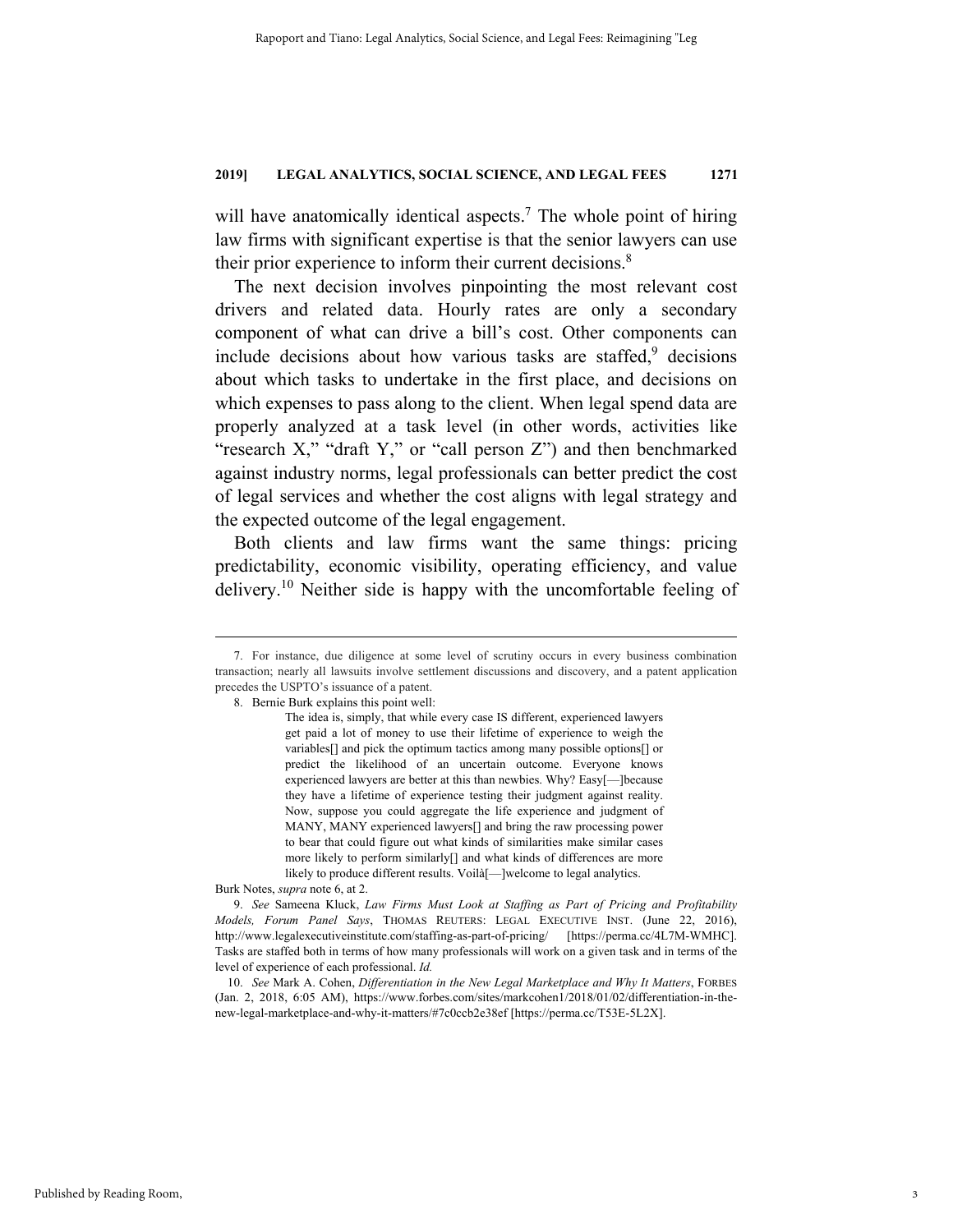will have anatomically identical aspects.[7] The whole point of hiring law firms with significant expertise is that the senior lawyers can use their prior experience to inform their current decisions.[8]

The next decision involves pinpointing the most relevant cost drivers and related data. Hourly rates are only a secondary component of what can drive a bill's cost. Other components can include decisions about how various tasks are staffed,[9] decisions about which tasks to undertake in the first place, and decisions on which expenses to pass along to the client. When legal spend data are properly analyzed at a task level (in other words, activities like "research X," "draft Y," or "call person Z") and then benchmarked against industry norms, legal professionals can better predict the cost of legal services and whether the cost aligns with legal strategy and the expected outcome of the legal engagement.

Both clients and law firms want the same things: pricing predictability, economic visibility, operating efficiency, and value delivery.[10] Neither side is happy with the uncomfortable feeling of

---

7. For instance, due diligence at some level of scrutiny occurs in every business combination transaction; nearly all lawsuits involve settlement discussions and discovery, and a patent application precedes the USPTO's issuance of a patent.

8. Bernie Burk explains this point well:

> The idea is, simply, that while every case IS different, experienced lawyers get paid a lot of money to use their lifetime of experience to weigh the variables[] and pick the optimum tactics among many possible options[] or predict the likelihood of an uncertain outcome. Everyone knows experienced lawyers are better at this than newbies. Why? Easy[—]because they have a lifetime of experience testing their judgment against reality. Now, suppose you could aggregate the life experience and judgment of MANY, MANY experienced lawyers[] and bring the raw processing power to bear that could figure out what kinds of similarities make similar cases more likely to perform similarly[] and what kinds of differences are more likely to produce different results. Voilà[—]welcome to legal analytics.

Burk Notes, *supra* note 6, at 2.

9. *See* Sameena Kluck, *Law Firms Must Look at Staffing as Part of Pricing and Profitability Models, Forum Panel Says*, THOMAS REUTERS: LEGAL EXECUTIVE INST. (June 22, 2016), http://www.legalexecutiveinstitute.com/staffing-as-part-of-pricing/ [https://perma.cc/4L7M-WMHC]. Tasks are staffed both in terms of how many professionals will work on a given task and in terms of the level of experience of each professional. *Id.*

10. *See* Mark A. Cohen, *Differentiation in the New Legal Marketplace and Why It Matters*, FORBES (Jan. 2, 2018, 6:05 AM), https://www.forbes.com/sites/markcohen1/2018/01/02/differentiation-in-the-new-legal-marketplace-and-why-it-matters/#7c0ccb2e38ef [https://perma.cc/T53E-5L2X].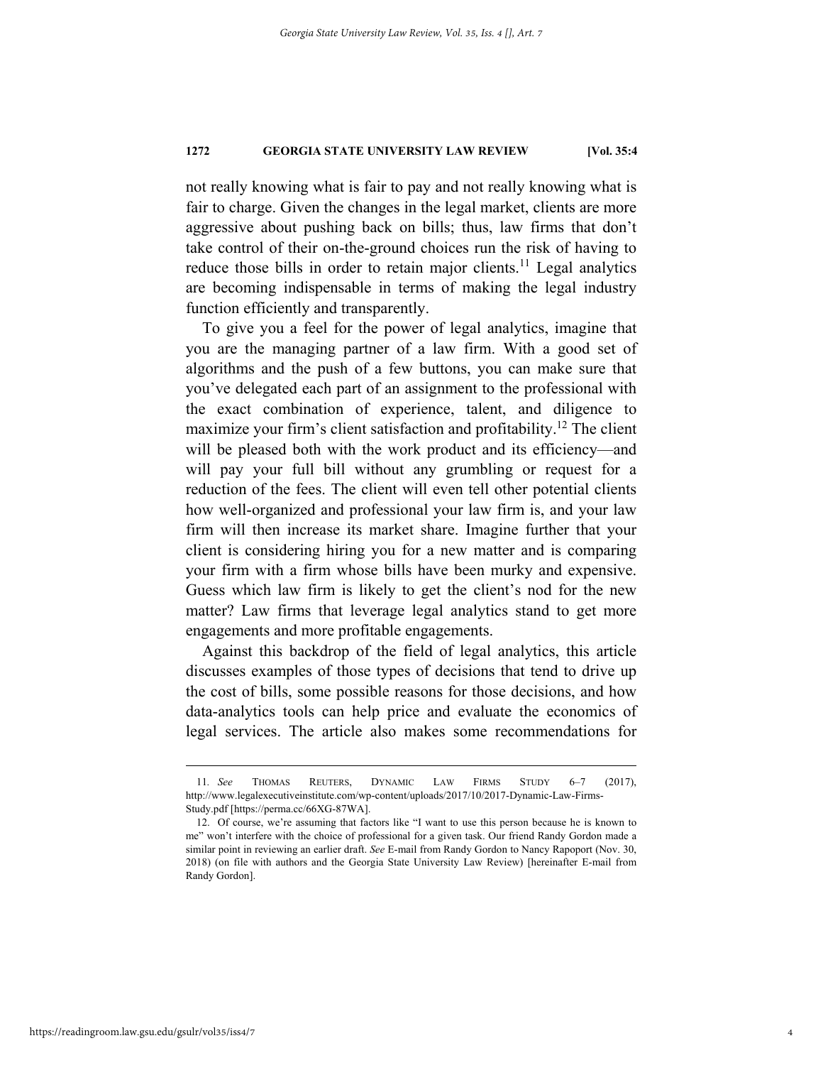not really knowing what is fair to pay and not really knowing what is fair to charge. Given the changes in the legal market, clients are more aggressive about pushing back on bills; thus, law firms that don't take control of their on-the-ground choices run the risk of having to reduce those bills in order to retain major clients.[11] Legal analytics are becoming indispensable in terms of making the legal industry function efficiently and transparently.

To give you a feel for the power of legal analytics, imagine that you are the managing partner of a law firm. With a good set of algorithms and the push of a few buttons, you can make sure that you've delegated each part of an assignment to the professional with the exact combination of experience, talent, and diligence to maximize your firm's client satisfaction and profitability.[12] The client will be pleased both with the work product and its efficiency—and will pay your full bill without any grumbling or request for a reduction of the fees. The client will even tell other potential clients how well-organized and professional your law firm is, and your law firm will then increase its market share. Imagine further that your client is considering hiring you for a new matter and is comparing your firm with a firm whose bills have been murky and expensive. Guess which law firm is likely to get the client's nod for the new matter? Law firms that leverage legal analytics stand to get more engagements and more profitable engagements.

Against this backdrop of the field of legal analytics, this article discusses examples of those types of decisions that tend to drive up the cost of bills, some possible reasons for those decisions, and how data-analytics tools can help price and evaluate the economics of legal services. The article also makes some recommendations for

---

11. *See* THOMAS REUTERS, DYNAMIC LAW FIRMS STUDY 6–7 (2017), http://www.legalexecutiveinstitute.com/wp-content/uploads/2017/10/2017-Dynamic-Law-Firms-Study.pdf [https://perma.cc/66XG-87WA].

12. Of course, we're assuming that factors like "I want to use this person because he is known to me" won't interfere with the choice of professional for a given task. Our friend Randy Gordon made a similar point in reviewing an earlier draft. *See* E-mail from Randy Gordon to Nancy Rapoport (Nov. 30, 2018) (on file with authors and the Georgia State University Law Review) [hereinafter E-mail from Randy Gordon].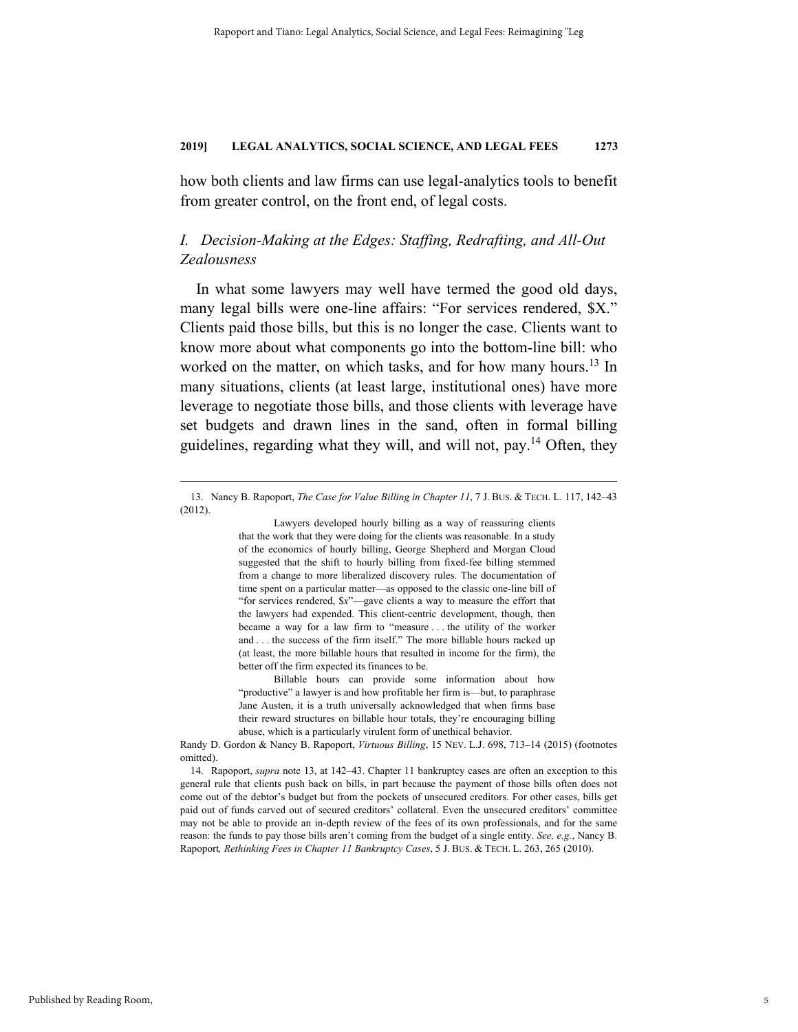how both clients and law firms can use legal-analytics tools to benefit from greater control, on the front end, of legal costs.

## *I. Decision-Making at the Edges: Staffing, Redrafting, and All-Out Zealousness*

In what some lawyers may well have termed the good old days, many legal bills were one-line affairs: "For services rendered, $X." Clients paid those bills, but this is no longer the case. Clients want to know more about what components go into the bottom-line bill: who worked on the matter, on which tasks, and for how many hours.[13] In many situations, clients (at least large, institutional ones) have more leverage to negotiate those bills, and those clients with leverage have set budgets and drawn lines in the sand, often in formal billing guidelines, regarding what they will, and will not, pay.[14] Often, they

---

13. Nancy B. Rapoport, *The Case for Value Billing in Chapter 11*, 7 J. BUS. & TECH. L. 117, 142–43 (2012).

> Lawyers developed hourly billing as a way of reassuring clients that the work that they were doing for the clients was reasonable. In a study of the economics of hourly billing, George Shepherd and Morgan Cloud suggested that the shift to hourly billing from fixed-fee billing stemmed from a change to more liberalized discovery rules. The documentation of time spent on a particular matter—as opposed to the classic one-line bill of "for services rendered, $*x*"—gave clients a way to measure the effort that the lawyers had expended. This client-centric development, though, then became a way for a law firm to "measure . . . the utility of the worker and . . . the success of the firm itself." The more billable hours racked up (at least, the more billable hours that resulted in income for the firm), the better off the firm expected its finances to be.
>
> Billable hours can provide some information about how "productive" a lawyer is and how profitable her firm is—but, to paraphrase Jane Austen, it is a truth universally acknowledged that when firms base their reward structures on billable hour totals, they're encouraging billing abuse, which is a particularly virulent form of unethical behavior.

Randy D. Gordon & Nancy B. Rapoport, *Virtuous Billing*, 15 NEV. L.J. 698, 713–14 (2015) (footnotes omitted).

14. Rapoport, *supra* note 13, at 142–43. Chapter 11 bankruptcy cases are often an exception to this general rule that clients push back on bills, in part because the payment of those bills often does not come out of the debtor's budget but from the pockets of unsecured creditors. For other cases, bills get paid out of funds carved out of secured creditors' collateral. Even the unsecured creditors' committee may not be able to provide an in-depth review of the fees of its own professionals, and for the same reason: the funds to pay those bills aren't coming from the budget of a single entity. *See, e.g.*, Nancy B. Rapoport*, Rethinking Fees in Chapter 11 Bankruptcy Cases*, 5 J. BUS. & TECH. L. 263, 265 (2010).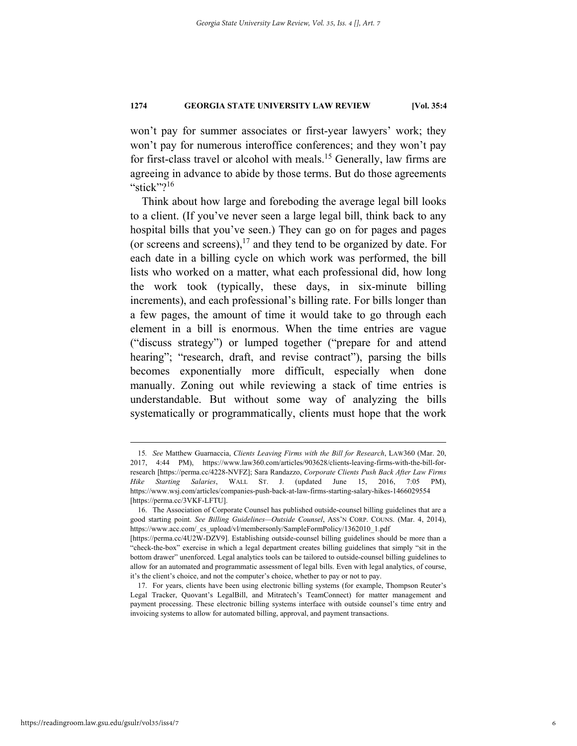won't pay for summer associates or first-year lawyers' work; they won't pay for numerous interoffice conferences; and they won't pay for first-class travel or alcohol with meals.[15] Generally, law firms are agreeing in advance to abide by those terms. But do those agreements "stick"?[16]

Think about how large and foreboding the average legal bill looks to a client. (If you've never seen a large legal bill, think back to any hospital bills that you've seen.) They can go on for pages and pages (or screens and screens),[17] and they tend to be organized by date. For each date in a billing cycle on which work was performed, the bill lists who worked on a matter, what each professional did, how long the work took (typically, these days, in six-minute billing increments), and each professional's billing rate. For bills longer than a few pages, the amount of time it would take to go through each element in a bill is enormous. When the time entries are vague ("discuss strategy") or lumped together ("prepare for and attend hearing"; "research, draft, and revise contract"), parsing the bills becomes exponentially more difficult, especially when done manually. Zoning out while reviewing a stack of time entries is understandable. But without some way of analyzing the bills systematically or programmatically, clients must hope that the work

---

15. *See* Matthew Guarnaccia, *Clients Leaving Firms with the Bill for Research*, LAW360 (Mar. 20, 2017, 4:44 PM), https://www.law360.com/articles/903628/clients-leaving-firms-with-the-bill-for-research [https://perma.cc/4228-NVFZ]; Sara Randazzo, *Corporate Clients Push Back After Law Firms Hike Starting Salaries*, WALL ST. J. (updated June 15, 2016, 7:05 PM), https://www.wsj.com/articles/companies-push-back-at-law-firms-starting-salary-hikes-1466029554 [https://perma.cc/3VKF-LFTU].

16. The Association of Corporate Counsel has published outside-counsel billing guidelines that are a good starting point. *See Billing Guidelines—Outside Counsel*, ASS'N CORP. COUNS. (Mar. 4, 2014), https://www.acc.com/_cs_upload/vl/membersonly/SampleFormPolicy/1362010_1.pdf [https://perma.cc/4U2W-DZV9]. Establishing outside-counsel billing guidelines should be more than a "check-the-box" exercise in which a legal department creates billing guidelines that simply "sit in the bottom drawer" unenforced. Legal analytics tools can be tailored to outside-counsel billing guidelines to allow for an automated and programmatic assessment of legal bills. Even with legal analytics, of course, it's the client's choice, and not the computer's choice, whether to pay or not to pay.

17. For years, clients have been using electronic billing systems (for example, Thompson Reuter's Legal Tracker, Quovant's LegalBill, and Mitratech's TeamConnect) for matter management and payment processing. These electronic billing systems interface with outside counsel's time entry and invoicing systems to allow for automated billing, approval, and payment transactions.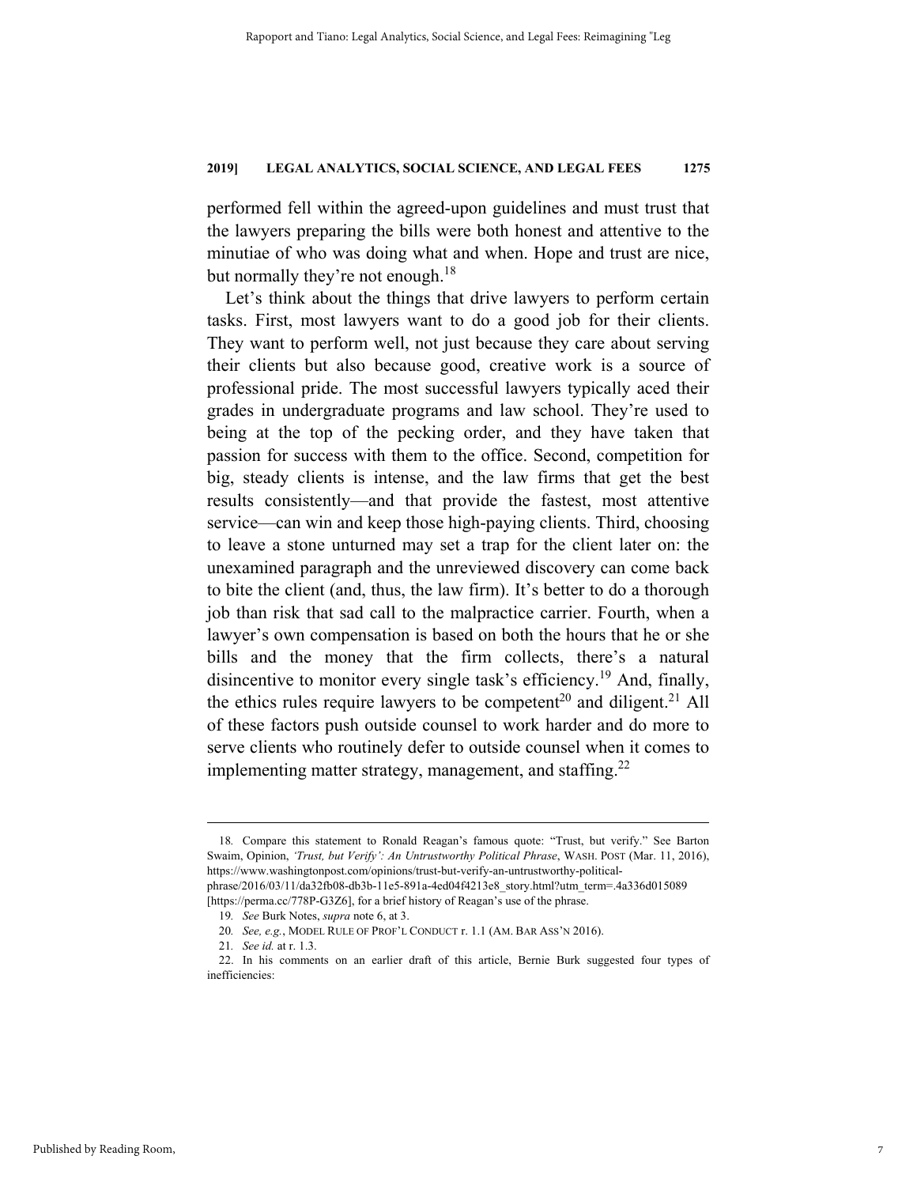performed fell within the agreed-upon guidelines and must trust that the lawyers preparing the bills were both honest and attentive to the minutiae of who was doing what and when. Hope and trust are nice, but normally they're not enough.[18]

Let's think about the things that drive lawyers to perform certain tasks. First, most lawyers want to do a good job for their clients. They want to perform well, not just because they care about serving their clients but also because good, creative work is a source of professional pride. The most successful lawyers typically aced their grades in undergraduate programs and law school. They're used to being at the top of the pecking order, and they have taken that passion for success with them to the office. Second, competition for big, steady clients is intense, and the law firms that get the best results consistently—and that provide the fastest, most attentive service—can win and keep those high-paying clients. Third, choosing to leave a stone unturned may set a trap for the client later on: the unexamined paragraph and the unreviewed discovery can come back to bite the client (and, thus, the law firm). It's better to do a thorough job than risk that sad call to the malpractice carrier. Fourth, when a lawyer's own compensation is based on both the hours that he or she bills and the money that the firm collects, there's a natural disincentive to monitor every single task's efficiency.[19] And, finally, the ethics rules require lawyers to be competent[20] and diligent.[21] All of these factors push outside counsel to work harder and do more to serve clients who routinely defer to outside counsel when it comes to implementing matter strategy, management, and staffing.[22]

---

18. Compare this statement to Ronald Reagan's famous quote: "Trust, but verify." See Barton Swaim, Opinion, *'Trust, but Verify': An Untrustworthy Political Phrase*, WASH. POST (Mar. 11, 2016), https://www.washingtonpost.com/opinions/trust-but-verify-an-untrustworthy-political-phrase/2016/03/11/da32fb08-db3b-11e5-891a-4ed04f4213e8_story.html?utm_term=.4a336d015089 [https://perma.cc/778P-G3Z6], for a brief history of Reagan's use of the phrase.

19. *See* Burk Notes, *supra* note 6, at 3.

20. *See, e.g.*, MODEL RULE OF PROF'L CONDUCT r. 1.1 (AM. BAR ASS'N 2016).

21. *See id.* at r. 1.3.

22. In his comments on an earlier draft of this article, Bernie Burk suggested four types of inefficiencies: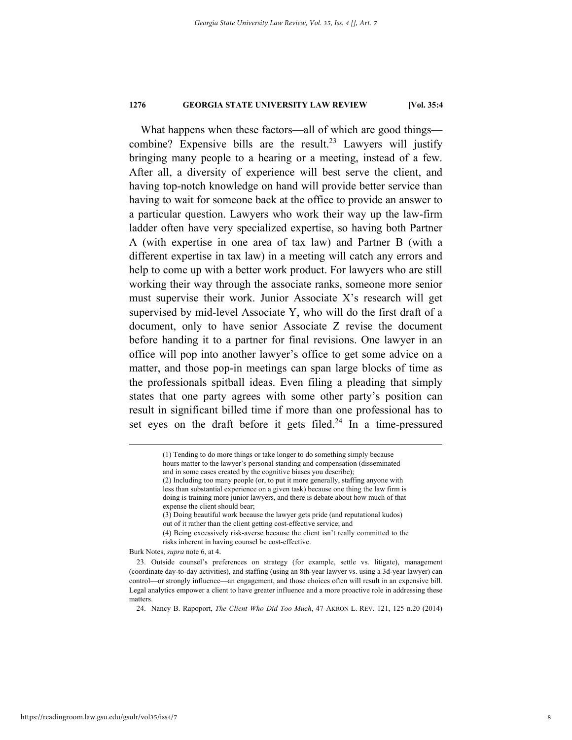What happens when these factors—all of which are good things—combine? Expensive bills are the result.[23] Lawyers will justify bringing many people to a hearing or a meeting, instead of a few. After all, a diversity of experience will best serve the client, and having top-notch knowledge on hand will provide better service than having to wait for someone back at the office to provide an answer to a particular question. Lawyers who work their way up the law-firm ladder often have very specialized expertise, so having both Partner A (with expertise in one area of tax law) and Partner B (with a different expertise in tax law) in a meeting will catch any errors and help to come up with a better work product. For lawyers who are still working their way through the associate ranks, someone more senior must supervise their work. Junior Associate X's research will get supervised by mid-level Associate Y, who will do the first draft of a document, only to have senior Associate Z revise the document before handing it to a partner for final revisions. One lawyer in an office will pop into another lawyer's office to get some advice on a matter, and those pop-in meetings can span large blocks of time as the professionals spitball ideas. Even filing a pleading that simply states that one party agrees with some other party's position can result in significant billed time if more than one professional has to set eyes on the draft before it gets filed.[24] In a time-pressured

> (1) Tending to do more things or take longer to do something simply because hours matter to the lawyer's personal standing and compensation (disseminated and in some cases created by the cognitive biases you describe);
> (2) Including too many people (or, to put it more generally, staffing anyone with less than substantial experience on a given task) because one thing the law firm is doing is training more junior lawyers, and there is debate about how much of that expense the client should bear;
> (3) Doing beautiful work because the lawyer gets pride (and reputational kudos) out of it rather than the client getting cost-effective service; and
> (4) Being excessively risk-averse because the client isn't really committed to the risks inherent in having counsel be cost-effective.

Burk Notes, *supra* note 6, at 4.

23. Outside counsel's preferences on strategy (for example, settle vs. litigate), management (coordinate day-to-day activities), and staffing (using an 8th-year lawyer vs. using a 3d-year lawyer) can control—or strongly influence—an engagement, and those choices often will result in an expensive bill. Legal analytics empower a client to have greater influence and a more proactive role in addressing these matters.

24. Nancy B. Rapoport, *The Client Who Did Too Much*, 47 AKRON L. REV. 121, 125 n.20 (2014)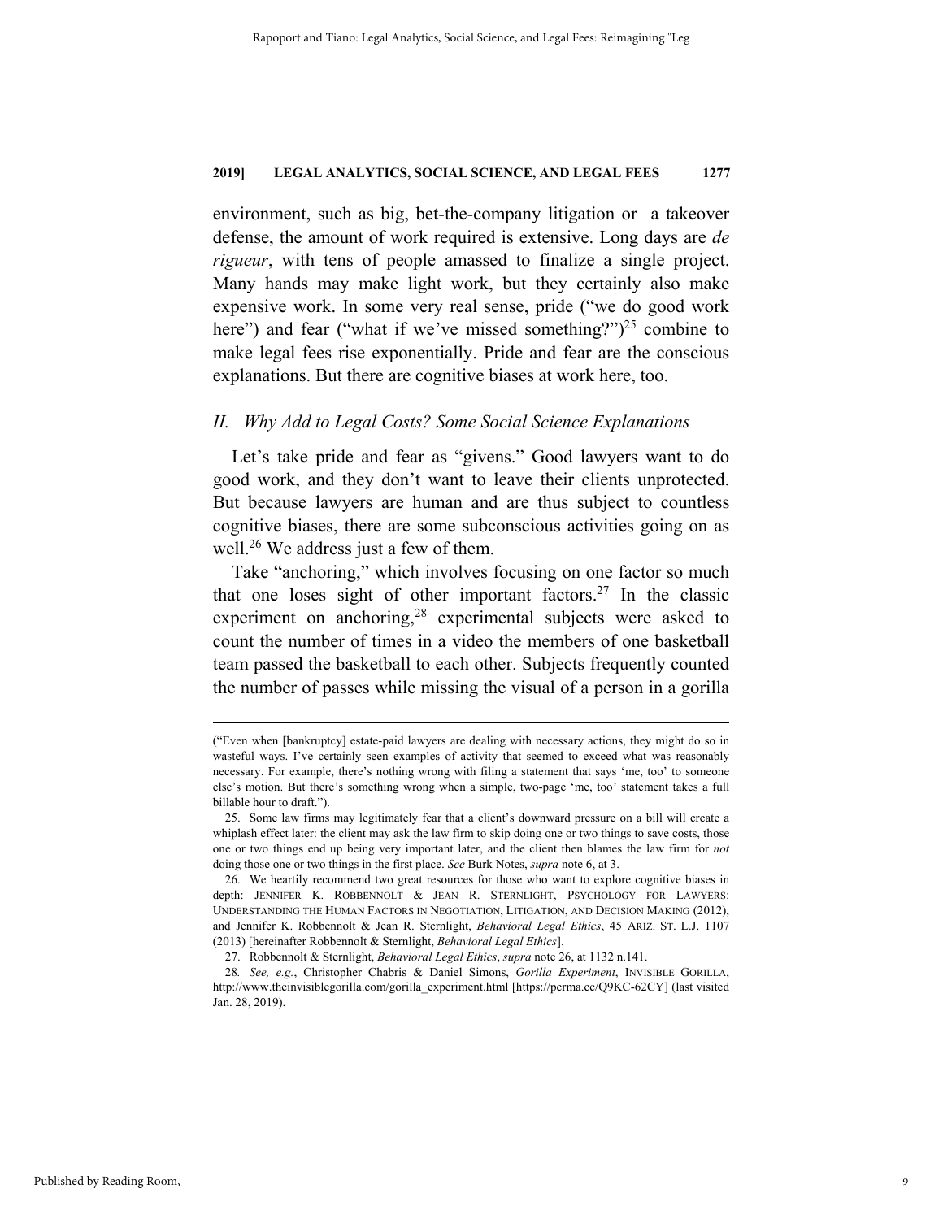environment, such as big, bet-the-company litigation or a takeover defense, the amount of work required is extensive. Long days are *de rigueur*, with tens of people amassed to finalize a single project. Many hands may make light work, but they certainly also make expensive work. In some very real sense, pride ("we do good work here") and fear ("what if we've missed something?")[25] combine to make legal fees rise exponentially. Pride and fear are the conscious explanations. But there are cognitive biases at work here, too.

## *II. Why Add to Legal Costs? Some Social Science Explanations*

Let's take pride and fear as "givens." Good lawyers want to do good work, and they don't want to leave their clients unprotected. But because lawyers are human and are thus subject to countless cognitive biases, there are some subconscious activities going on as well.[26] We address just a few of them.

Take "anchoring," which involves focusing on one factor so much that one loses sight of other important factors.[27] In the classic experiment on anchoring,[28] experimental subjects were asked to count the number of times in a video the members of one basketball team passed the basketball to each other. Subjects frequently counted the number of passes while missing the visual of a person in a gorilla

---

("Even when [bankruptcy] estate-paid lawyers are dealing with necessary actions, they might do so in wasteful ways. I've certainly seen examples of activity that seemed to exceed what was reasonably necessary. For example, there's nothing wrong with filing a statement that says 'me, too' to someone else's motion. But there's something wrong when a simple, two-page 'me, too' statement takes a full billable hour to draft.").

25. Some law firms may legitimately fear that a client's downward pressure on a bill will create a whiplash effect later: the client may ask the law firm to skip doing one or two things to save costs, those one or two things end up being very important later, and the client then blames the law firm for *not* doing those one or two things in the first place. *See* Burk Notes, *supra* note 6, at 3.

26. We heartily recommend two great resources for those who want to explore cognitive biases in depth: JENNIFER K. ROBBENNOLT & JEAN R. STERNLIGHT, PSYCHOLOGY FOR LAWYERS: UNDERSTANDING THE HUMAN FACTORS IN NEGOTIATION, LITIGATION, AND DECISION MAKING (2012), and Jennifer K. Robbennolt & Jean R. Sternlight, *Behavioral Legal Ethics*, 45 ARIZ. ST. L.J. 1107 (2013) [hereinafter Robbennolt & Sternlight, *Behavioral Legal Ethics*].

27. Robbennolt & Sternlight, *Behavioral Legal Ethics*, *supra* note 26, at 1132 n.141.

28. *See, e.g.*, Christopher Chabris & Daniel Simons, *Gorilla Experiment*, INVISIBLE GORILLA, http://www.theinvisiblegorilla.com/gorilla_experiment.html [https://perma.cc/Q9KC-62CY] (last visited Jan. 28, 2019).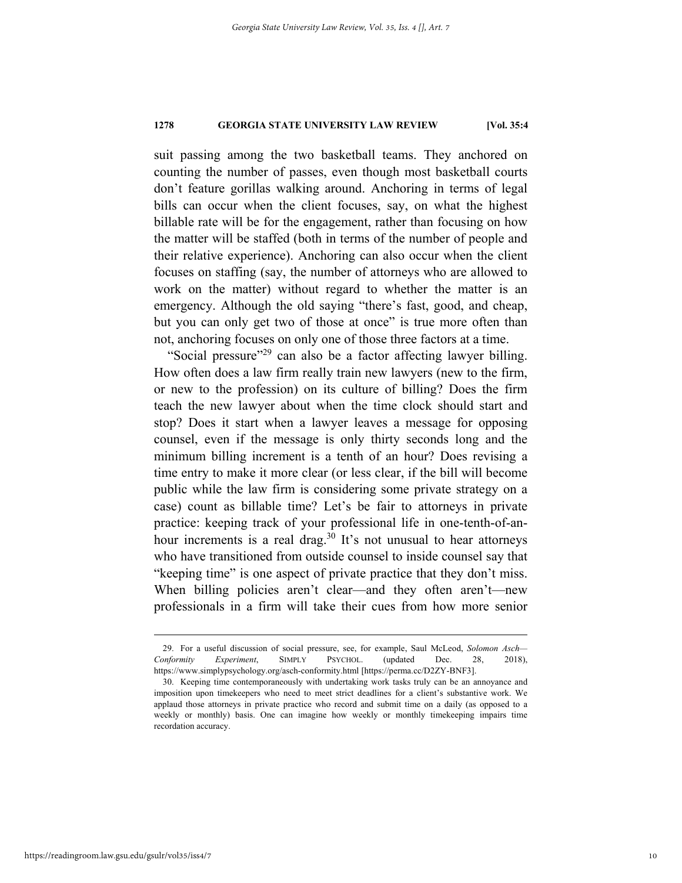suit passing among the two basketball teams. They anchored on counting the number of passes, even though most basketball courts don't feature gorillas walking around. Anchoring in terms of legal bills can occur when the client focuses, say, on what the highest billable rate will be for the engagement, rather than focusing on how the matter will be staffed (both in terms of the number of people and their relative experience). Anchoring can also occur when the client focuses on staffing (say, the number of attorneys who are allowed to work on the matter) without regard to whether the matter is an emergency. Although the old saying "there's fast, good, and cheap, but you can only get two of those at once" is true more often than not, anchoring focuses on only one of those three factors at a time.

"Social pressure"[29] can also be a factor affecting lawyer billing. How often does a law firm really train new lawyers (new to the firm, or new to the profession) on its culture of billing? Does the firm teach the new lawyer about when the time clock should start and stop? Does it start when a lawyer leaves a message for opposing counsel, even if the message is only thirty seconds long and the minimum billing increment is a tenth of an hour? Does revising a time entry to make it more clear (or less clear, if the bill will become public while the law firm is considering some private strategy on a case) count as billable time? Let's be fair to attorneys in private practice: keeping track of your professional life in one-tenth-of-an-hour increments is a real drag.[30] It's not unusual to hear attorneys who have transitioned from outside counsel to inside counsel say that "keeping time" is one aspect of private practice that they don't miss. When billing policies aren't clear—and they often aren't—new professionals in a firm will take their cues from how more senior

---

29. For a useful discussion of social pressure, see, for example, Saul McLeod, *Solomon Asch—Conformity Experiment*, SIMPLY PSYCHOL. (updated Dec. 28, 2018), https://www.simplypsychology.org/asch-conformity.html [https://perma.cc/D2ZY-BNF3].

30. Keeping time contemporaneously with undertaking work tasks truly can be an annoyance and imposition upon timekeepers who need to meet strict deadlines for a client's substantive work. We applaud those attorneys in private practice who record and submit time on a daily (as opposed to a weekly or monthly) basis. One can imagine how weekly or monthly timekeeping impairs time recordation accuracy.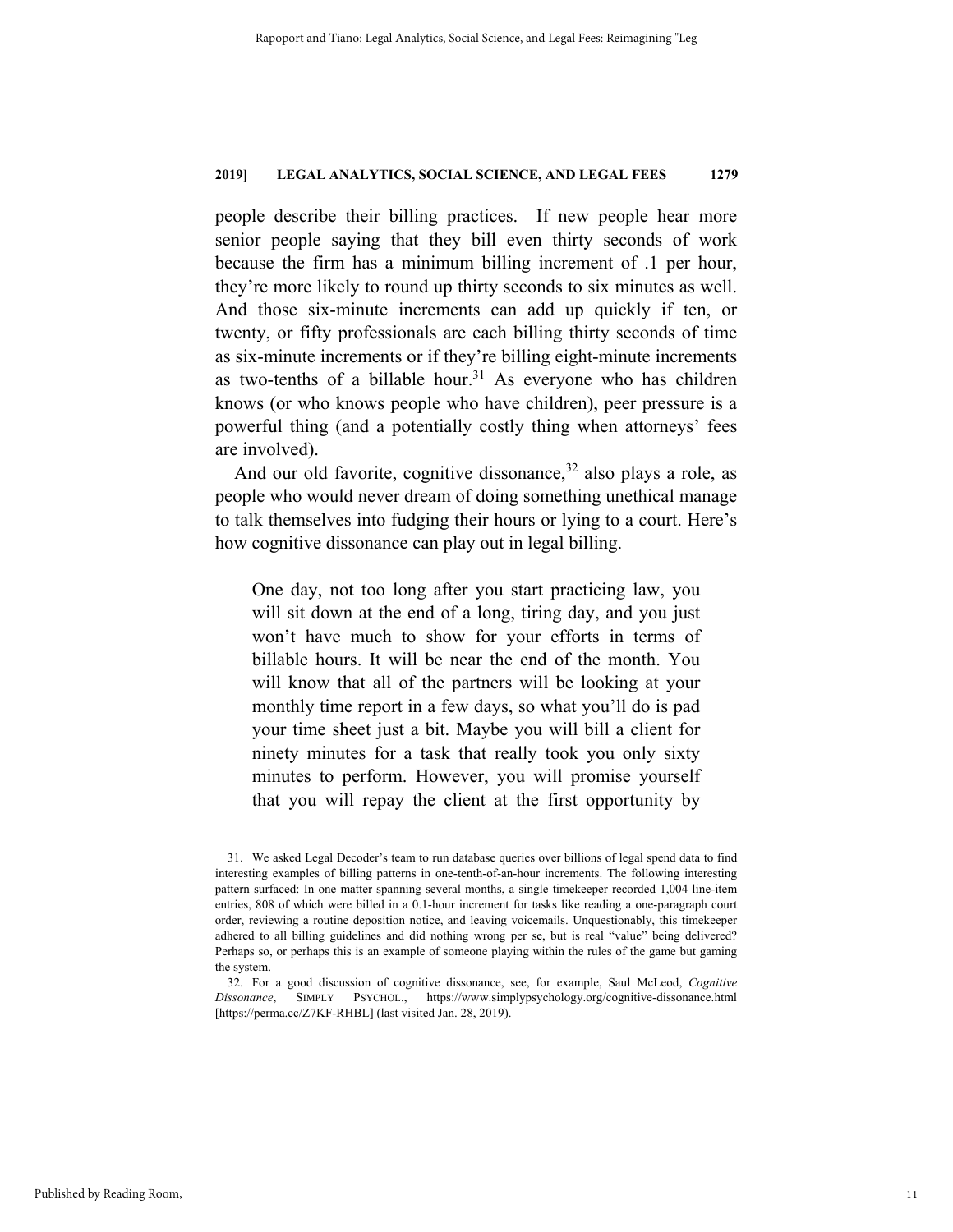people describe their billing practices. If new people hear more senior people saying that they bill even thirty seconds of work because the firm has a minimum billing increment of .1 per hour, they're more likely to round up thirty seconds to six minutes as well. And those six-minute increments can add up quickly if ten, or twenty, or fifty professionals are each billing thirty seconds of time as six-minute increments or if they're billing eight-minute increments as two-tenths of a billable hour.[31] As everyone who has children knows (or who knows people who have children), peer pressure is a powerful thing (and a potentially costly thing when attorneys' fees are involved).

And our old favorite, cognitive dissonance,[32] also plays a role, as people who would never dream of doing something unethical manage to talk themselves into fudging their hours or lying to a court. Here's how cognitive dissonance can play out in legal billing.

> One day, not too long after you start practicing law, you will sit down at the end of a long, tiring day, and you just won't have much to show for your efforts in terms of billable hours. It will be near the end of the month. You will know that all of the partners will be looking at your monthly time report in a few days, so what you'll do is pad your time sheet just a bit. Maybe you will bill a client for ninety minutes for a task that really took you only sixty minutes to perform. However, you will promise yourself that you will repay the client at the first opportunity by

---

31. We asked Legal Decoder's team to run database queries over billions of legal spend data to find interesting examples of billing patterns in one-tenth-of-an-hour increments. The following interesting pattern surfaced: In one matter spanning several months, a single timekeeper recorded 1,004 line-item entries, 808 of which were billed in a 0.1-hour increment for tasks like reading a one-paragraph court order, reviewing a routine deposition notice, and leaving voicemails. Unquestionably, this timekeeper adhered to all billing guidelines and did nothing wrong per se, but is real "value" being delivered? Perhaps so, or perhaps this is an example of someone playing within the rules of the game but gaming the system.

32. For a good discussion of cognitive dissonance, see, for example, Saul McLeod, *Cognitive Dissonance*, SIMPLY PSYCHOL., https://www.simplypsychology.org/cognitive-dissonance.html [https://perma.cc/Z7KF-RHBL] (last visited Jan. 28, 2019).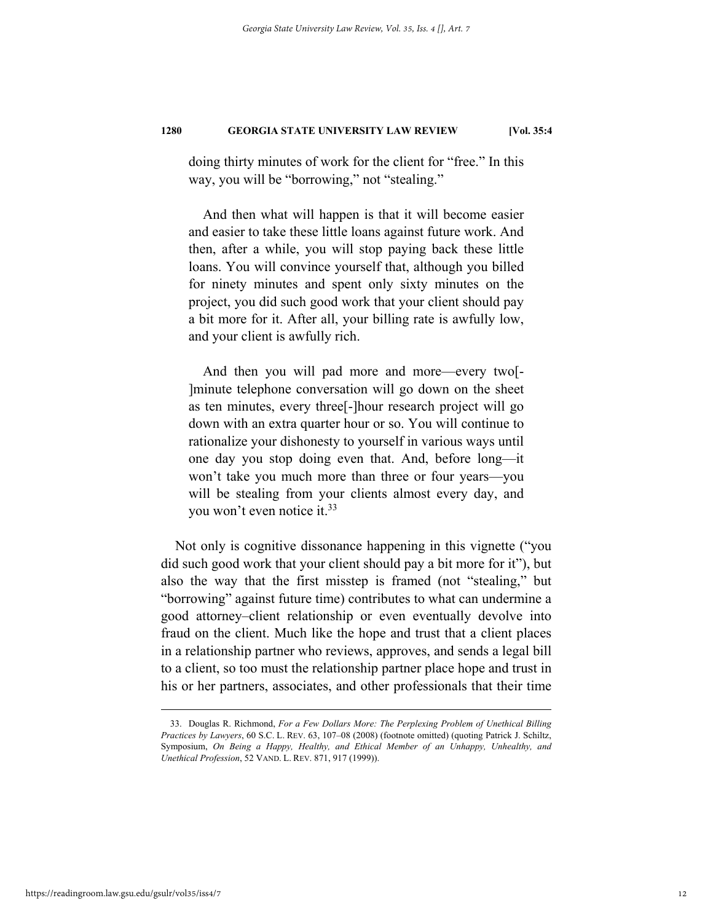doing thirty minutes of work for the client for "free." In this way, you will be "borrowing," not "stealing."

> And then what will happen is that it will become easier and easier to take these little loans against future work. And then, after a while, you will stop paying back these little loans. You will convince yourself that, although you billed for ninety minutes and spent only sixty minutes on the project, you did such good work that your client should pay a bit more for it. After all, your billing rate is awfully low, and your client is awfully rich.
>
> And then you will pad more and more—every two[-]minute telephone conversation will go down on the sheet as ten minutes, every three[-]hour research project will go down with an extra quarter hour or so. You will continue to rationalize your dishonesty to yourself in various ways until one day you stop doing even that. And, before long—it won't take you much more than three or four years—you will be stealing from your clients almost every day, and you won't even notice it.[33]

Not only is cognitive dissonance happening in this vignette ("you did such good work that your client should pay a bit more for it"), but also the way that the first misstep is framed (not "stealing," but "borrowing" against future time) contributes to what can undermine a good attorney–client relationship or even eventually devolve into fraud on the client. Much like the hope and trust that a client places in a relationship partner who reviews, approves, and sends a legal bill to a client, so too must the relationship partner place hope and trust in his or her partners, associates, and other professionals that their time

33. Douglas R. Richmond, *For a Few Dollars More: The Perplexing Problem of Unethical Billing Practices by Lawyers*, 60 S.C. L. REV. 63, 107–08 (2008) (footnote omitted) (quoting Patrick J. Schiltz, Symposium, *On Being a Happy, Healthy, and Ethical Member of an Unhappy, Unhealthy, and Unethical Profession*, 52 VAND. L. REV. 871, 917 (1999)).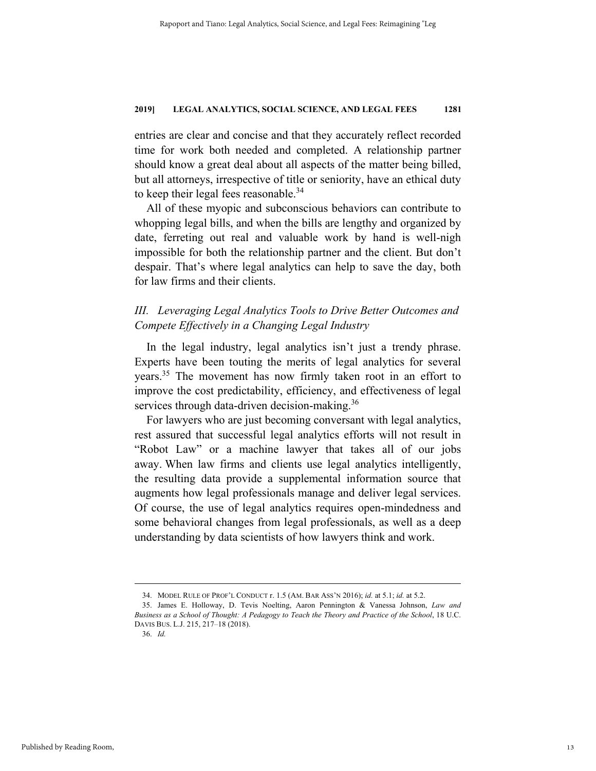entries are clear and concise and that they accurately reflect recorded time for work both needed and completed. A relationship partner should know a great deal about all aspects of the matter being billed, but all attorneys, irrespective of title or seniority, have an ethical duty to keep their legal fees reasonable.[34]

All of these myopic and subconscious behaviors can contribute to whopping legal bills, and when the bills are lengthy and organized by date, ferreting out real and valuable work by hand is well-nigh impossible for both the relationship partner and the client. But don't despair. That's where legal analytics can help to save the day, both for law firms and their clients.

## *III. Leveraging Legal Analytics Tools to Drive Better Outcomes and Compete Effectively in a Changing Legal Industry*

In the legal industry, legal analytics isn't just a trendy phrase. Experts have been touting the merits of legal analytics for several years.[35] The movement has now firmly taken root in an effort to improve the cost predictability, efficiency, and effectiveness of legal services through data-driven decision-making.[36]

For lawyers who are just becoming conversant with legal analytics, rest assured that successful legal analytics efforts will not result in "Robot Law" or a machine lawyer that takes all of our jobs away. When law firms and clients use legal analytics intelligently, the resulting data provide a supplemental information source that augments how legal professionals manage and deliver legal services. Of course, the use of legal analytics requires open-mindedness and some behavioral changes from legal professionals, as well as a deep understanding by data scientists of how lawyers think and work.

---

34. MODEL RULE OF PROF'L CONDUCT r. 1.5 (AM. BAR ASS'N 2016); *id.* at 5.1; *id.* at 5.2.

35. James E. Holloway, D. Tevis Noelting, Aaron Pennington & Vanessa Johnson, *Law and Business as a School of Thought: A Pedagogy to Teach the Theory and Practice of the School*, 18 U.C. DAVIS BUS. L.J. 215, 217–18 (2018).

36. *Id.*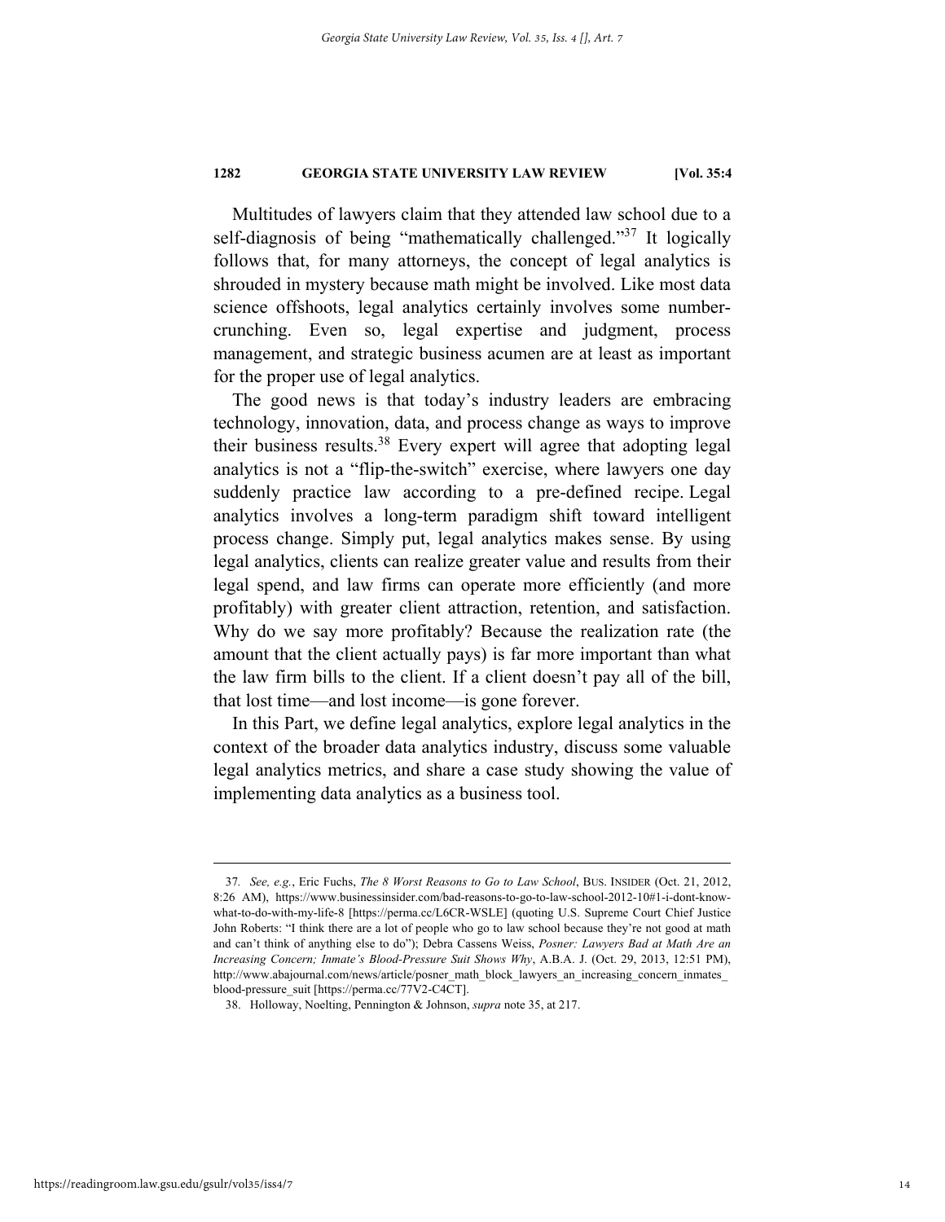Multitudes of lawyers claim that they attended law school due to a self-diagnosis of being "mathematically challenged."[37] It logically follows that, for many attorneys, the concept of legal analytics is shrouded in mystery because math might be involved. Like most data science offshoots, legal analytics certainly involves some number-crunching. Even so, legal expertise and judgment, process management, and strategic business acumen are at least as important for the proper use of legal analytics.

The good news is that today's industry leaders are embracing technology, innovation, data, and process change as ways to improve their business results.[38] Every expert will agree that adopting legal analytics is not a "flip-the-switch" exercise, where lawyers one day suddenly practice law according to a pre-defined recipe. Legal analytics involves a long-term paradigm shift toward intelligent process change. Simply put, legal analytics makes sense. By using legal analytics, clients can realize greater value and results from their legal spend, and law firms can operate more efficiently (and more profitably) with greater client attraction, retention, and satisfaction. Why do we say more profitably? Because the realization rate (the amount that the client actually pays) is far more important than what the law firm bills to the client. If a client doesn't pay all of the bill, that lost time—and lost income—is gone forever.

In this Part, we define legal analytics, explore legal analytics in the context of the broader data analytics industry, discuss some valuable legal analytics metrics, and share a case study showing the value of implementing data analytics as a business tool.

---

37. *See, e.g.*, Eric Fuchs, *The 8 Worst Reasons to Go to Law School*, BUS. INSIDER (Oct. 21, 2012, 8:26 AM), https://www.businessinsider.com/bad-reasons-to-go-to-law-school-2012-10#1-i-dont-know-what-to-do-with-my-life-8 [https://perma.cc/L6CR-WSLE] (quoting U.S. Supreme Court Chief Justice John Roberts: "I think there are a lot of people who go to law school because they're not good at math and can't think of anything else to do"); Debra Cassens Weiss, *Posner: Lawyers Bad at Math Are an Increasing Concern; Inmate's Blood-Pressure Suit Shows Why*, A.B.A. J. (Oct. 29, 2013, 12:51 PM), http://www.abajournal.com/news/article/posner_math_block_lawyers_an_increasing_concern_inmates_blood-pressure_suit [https://perma.cc/77V2-C4CT].

38. Holloway, Noelting, Pennington & Johnson, *supra* note 35, at 217.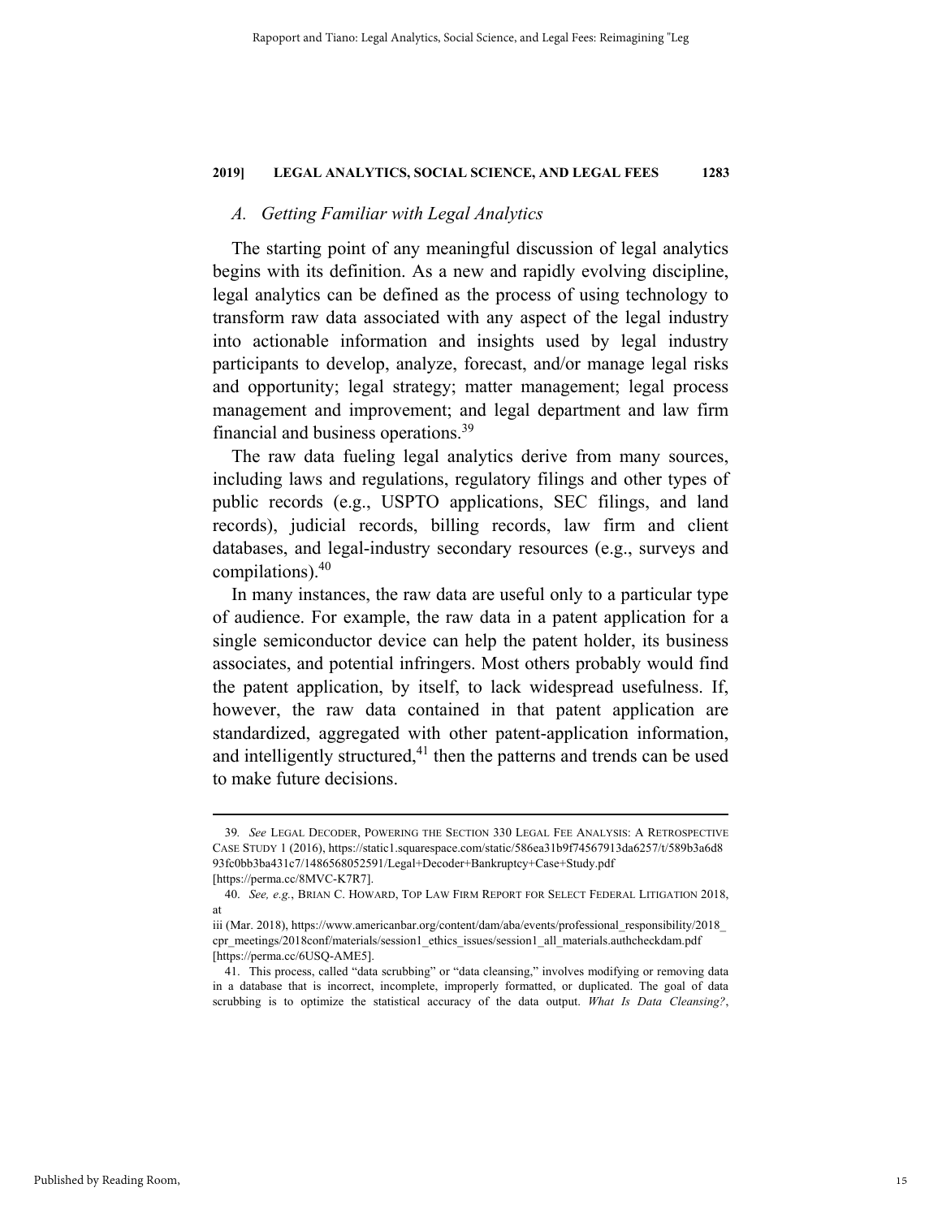### A. Getting Familiar with Legal Analytics

The starting point of any meaningful discussion of legal analytics begins with its definition. As a new and rapidly evolving discipline, legal analytics can be defined as the process of using technology to transform raw data associated with any aspect of the legal industry into actionable information and insights used by legal industry participants to develop, analyze, forecast, and/or manage legal risks and opportunity; legal strategy; matter management; legal process management and improvement; and legal department and law firm financial and business operations.[39]

The raw data fueling legal analytics derive from many sources, including laws and regulations, regulatory filings and other types of public records (e.g., USPTO applications, SEC filings, and land records), judicial records, billing records, law firm and client databases, and legal-industry secondary resources (e.g., surveys and compilations).[40]

In many instances, the raw data are useful only to a particular type of audience. For example, the raw data in a patent application for a single semiconductor device can help the patent holder, its business associates, and potential infringers. Most others probably would find the patent application, by itself, to lack widespread usefulness. If, however, the raw data contained in that patent application are standardized, aggregated with other patent-application information, and intelligently structured,[41] then the patterns and trends can be used to make future decisions.

---

39. *See* LEGAL DECODER, POWERING THE SECTION 330 LEGAL FEE ANALYSIS: A RETROSPECTIVE CASE STUDY 1 (2016), https://static1.squarespace.com/static/586ea31b9f74567913da6257/t/589b3a6d893fc0bb3ba431c7/1486568052591/Legal+Decoder+Bankruptcy+Case+Study.pdf [https://perma.cc/8MVC-K7R7].

40. *See, e.g.*, BRIAN C. HOWARD, TOP LAW FIRM REPORT FOR SELECT FEDERAL LITIGATION 2018, at iii (Mar. 2018), https://www.americanbar.org/content/dam/aba/events/professional_responsibility/2018_cpr_meetings/2018conf/materials/session1_ethics_issues/session1_all_materials.authcheckdam.pdf [https://perma.cc/6USQ-AME5].

41. This process, called "data scrubbing" or "data cleansing," involves modifying or removing data in a database that is incorrect, incomplete, improperly formatted, or duplicated. The goal of data scrubbing is to optimize the statistical accuracy of the data output. *What Is Data Cleansing?*,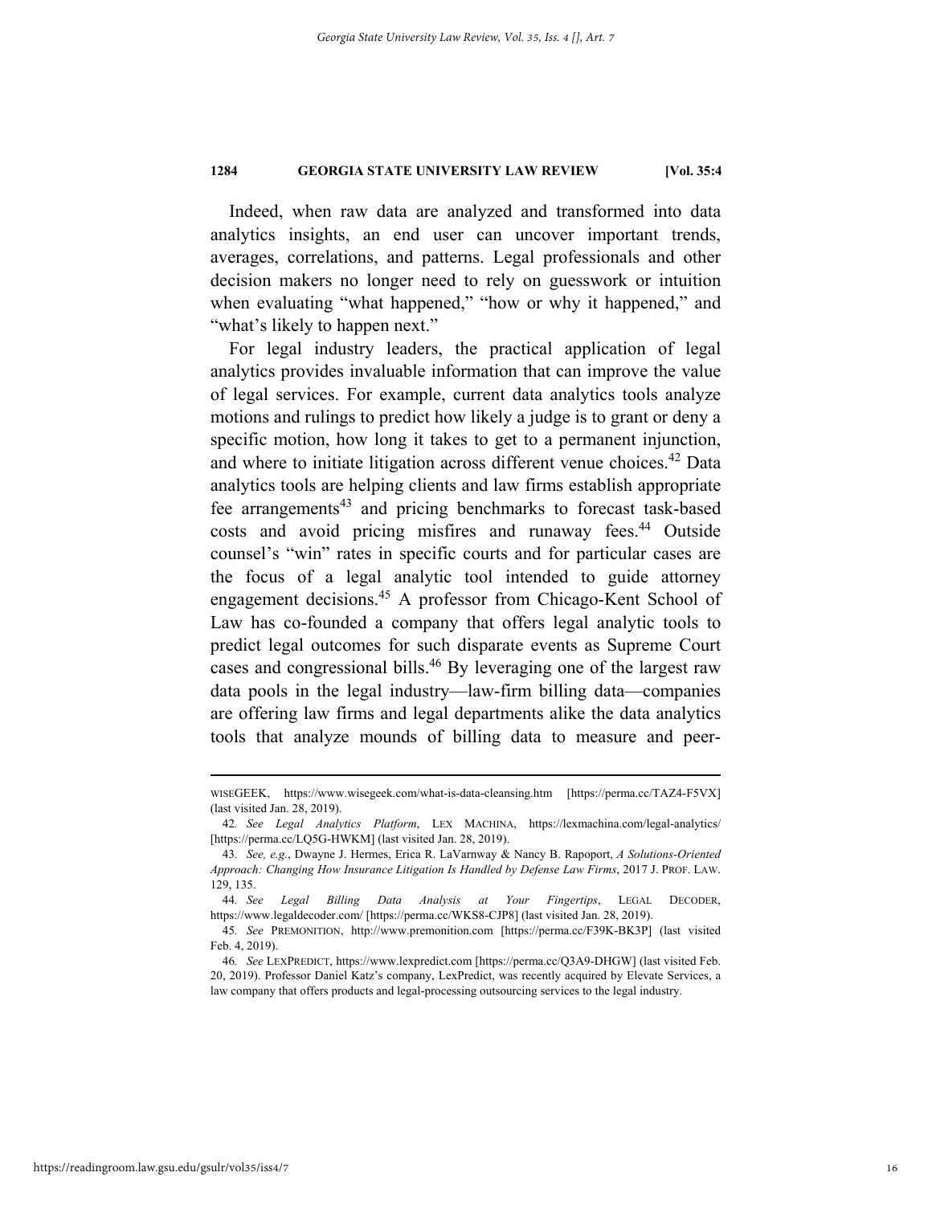Indeed, when raw data are analyzed and transformed into data analytics insights, an end user can uncover important trends, averages, correlations, and patterns. Legal professionals and other decision makers no longer need to rely on guesswork or intuition when evaluating "what happened," "how or why it happened," and "what's likely to happen next."

For legal industry leaders, the practical application of legal analytics provides invaluable information that can improve the value of legal services. For example, current data analytics tools analyze motions and rulings to predict how likely a judge is to grant or deny a specific motion, how long it takes to get to a permanent injunction, and where to initiate litigation across different venue choices.[42] Data analytics tools are helping clients and law firms establish appropriate fee arrangements[43] and pricing benchmarks to forecast task-based costs and avoid pricing misfires and runaway fees.[44] Outside counsel's "win" rates in specific courts and for particular cases are the focus of a legal analytic tool intended to guide attorney engagement decisions.[45] A professor from Chicago-Kent School of Law has co-founded a company that offers legal analytic tools to predict legal outcomes for such disparate events as Supreme Court cases and congressional bills.[46] By leveraging one of the largest raw data pools in the legal industry—law-firm billing data—companies are offering law firms and legal departments alike the data analytics tools that analyze mounds of billing data to measure and peer-

---

WISEGEEK, https://www.wisegeek.com/what-is-data-cleansing.htm [https://perma.cc/TAZ4-F5VX] (last visited Jan. 28, 2019).

42. *See Legal Analytics Platform*, LEX MACHINA, https://lexmachina.com/legal-analytics/ [https://perma.cc/LQ5G-HWKM] (last visited Jan. 28, 2019).

43. *See, e.g.*, Dwayne J. Hermes, Erica R. LaVarnway & Nancy B. Rapoport, *A Solutions-Oriented Approach: Changing How Insurance Litigation Is Handled by Defense Law Firms*, 2017 J. PROF. LAW. 129, 135.

44. *See Legal Billing Data Analysis at Your Fingertips*, LEGAL DECODER, https://www.legaldecoder.com/ [https://perma.cc/WKS8-CJP8] (last visited Jan. 28, 2019).

45. *See* PREMONITION, http://www.premonition.com [https://perma.cc/F39K-BK3P] (last visited Feb. 4, 2019).

46. *See* LEXPREDICT, https://www.lexpredict.com [https://perma.cc/Q3A9-DHGW] (last visited Feb. 20, 2019). Professor Daniel Katz's company, LexPredict, was recently acquired by Elevate Services, a law company that offers products and legal-processing outsourcing services to the legal industry.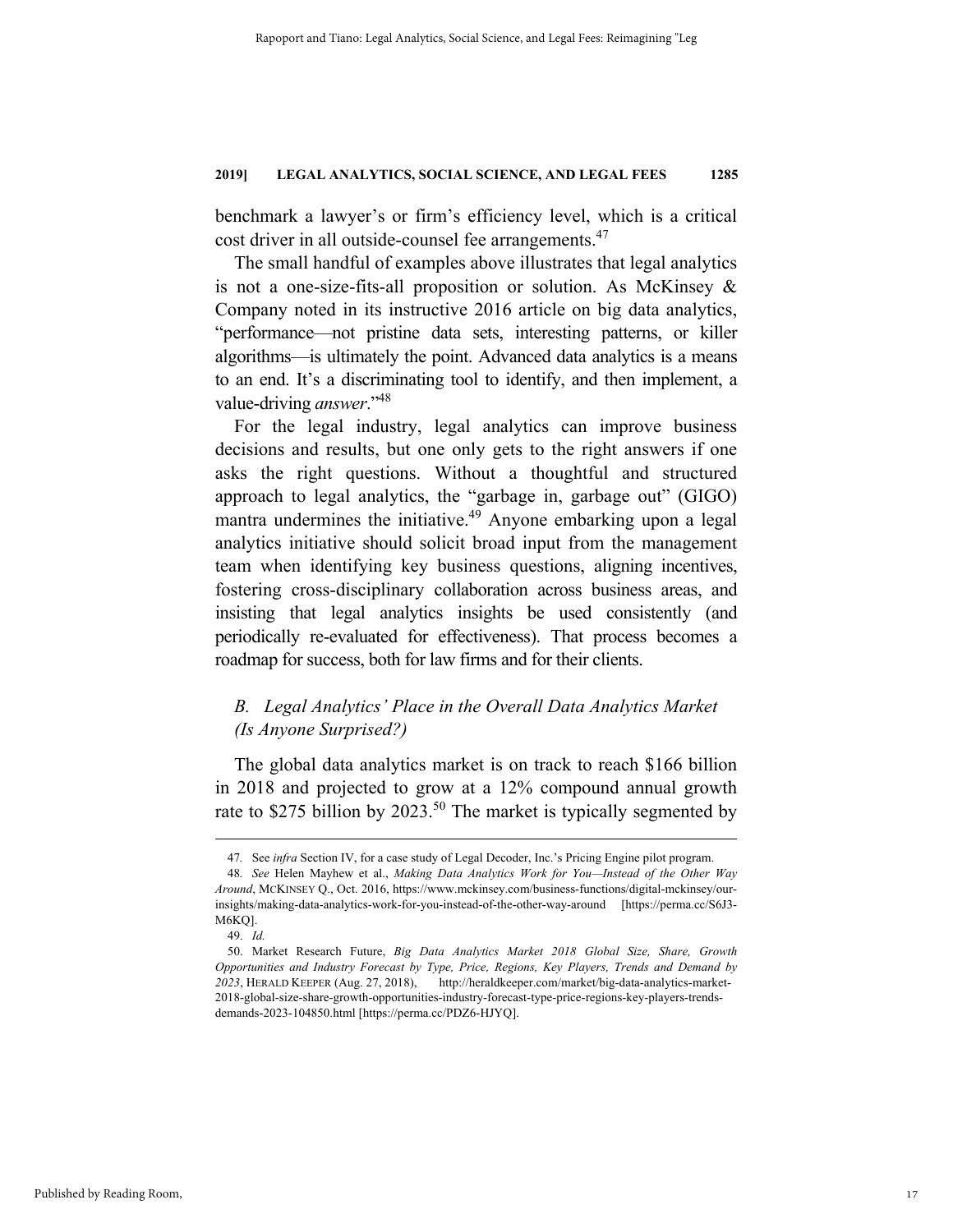benchmark a lawyer's or firm's efficiency level, which is a critical cost driver in all outside-counsel fee arrangements.[47]

The small handful of examples above illustrates that legal analytics is not a one-size-fits-all proposition or solution. As McKinsey & Company noted in its instructive 2016 article on big data analytics, "performance—not pristine data sets, interesting patterns, or killer algorithms—is ultimately the point. Advanced data analytics is a means to an end. It's a discriminating tool to identify, and then implement, a value-driving *answer*."[48]

For the legal industry, legal analytics can improve business decisions and results, but one only gets to the right answers if one asks the right questions. Without a thoughtful and structured approach to legal analytics, the "garbage in, garbage out" (GIGO) mantra undermines the initiative.[49] Anyone embarking upon a legal analytics initiative should solicit broad input from the management team when identifying key business questions, aligning incentives, fostering cross-disciplinary collaboration across business areas, and insisting that legal analytics insights be used consistently (and periodically re-evaluated for effectiveness). That process becomes a roadmap for success, both for law firms and for their clients.

### *B. Legal Analytics' Place in the Overall Data Analytics Market (Is Anyone Surprised?)*

The global data analytics market is on track to reach $166 billion in 2018 and projected to grow at a 12% compound annual growth rate to $275 billion by 2023.[50] The market is typically segmented by

---

47. See *infra* Section IV, for a case study of Legal Decoder, Inc.'s Pricing Engine pilot program.

48. *See* Helen Mayhew et al., *Making Data Analytics Work for You—Instead of the Other Way Around*, MCKINSEY Q., Oct. 2016, https://www.mckinsey.com/business-functions/digital-mckinsey/our-insights/making-data-analytics-work-for-you-instead-of-the-other-way-around [https://perma.cc/S6J3-M6KQ].

49. *Id.*

50. Market Research Future, *Big Data Analytics Market 2018 Global Size, Share, Growth Opportunities and Industry Forecast by Type, Price, Regions, Key Players, Trends and Demand by 2023*, HERALD KEEPER (Aug. 27, 2018), http://heraldkeeper.com/market/big-data-analytics-market-2018-global-size-share-growth-opportunities-industry-forecast-type-price-regions-key-players-trends-demands-2023-104850.html [https://perma.cc/PDZ6-HJYQ].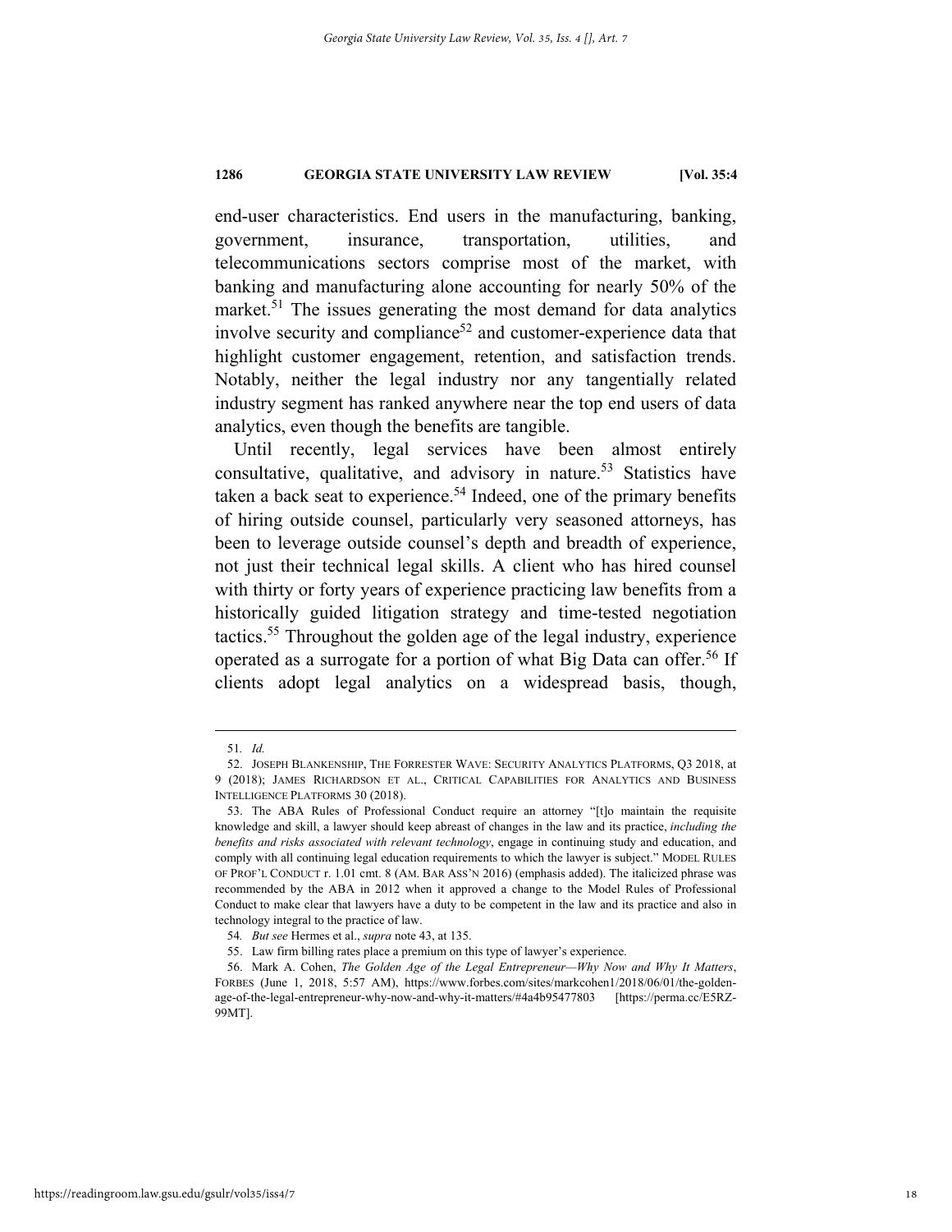end-user characteristics. End users in the manufacturing, banking, government, insurance, transportation, utilities, and telecommunications sectors comprise most of the market, with banking and manufacturing alone accounting for nearly 50% of the market.[51] The issues generating the most demand for data analytics involve security and compliance[52] and customer-experience data that highlight customer engagement, retention, and satisfaction trends. Notably, neither the legal industry nor any tangentially related industry segment has ranked anywhere near the top end users of data analytics, even though the benefits are tangible.

Until recently, legal services have been almost entirely consultative, qualitative, and advisory in nature.[53] Statistics have taken a back seat to experience.[54] Indeed, one of the primary benefits of hiring outside counsel, particularly very seasoned attorneys, has been to leverage outside counsel's depth and breadth of experience, not just their technical legal skills. A client who has hired counsel with thirty or forty years of experience practicing law benefits from a historically guided litigation strategy and time-tested negotiation tactics.[55] Throughout the golden age of the legal industry, experience operated as a surrogate for a portion of what Big Data can offer.[56] If clients adopt legal analytics on a widespread basis, though,

---

51. *Id.*

52. JOSEPH BLANKENSHIP, THE FORRESTER WAVE: SECURITY ANALYTICS PLATFORMS, Q3 2018, at 9 (2018); JAMES RICHARDSON ET AL., CRITICAL CAPABILITIES FOR ANALYTICS AND BUSINESS INTELLIGENCE PLATFORMS 30 (2018).

53. The ABA Rules of Professional Conduct require an attorney "[t]o maintain the requisite knowledge and skill, a lawyer should keep abreast of changes in the law and its practice, *including the benefits and risks associated with relevant technology*, engage in continuing study and education, and comply with all continuing legal education requirements to which the lawyer is subject." MODEL RULES OF PROF'L CONDUCT r. 1.01 cmt. 8 (AM. BAR ASS'N 2016) (emphasis added). The italicized phrase was recommended by the ABA in 2012 when it approved a change to the Model Rules of Professional Conduct to make clear that lawyers have a duty to be competent in the law and its practice and also in technology integral to the practice of law.

54. *But see* Hermes et al., *supra* note 43, at 135.

55. Law firm billing rates place a premium on this type of lawyer's experience.

56. Mark A. Cohen, *The Golden Age of the Legal Entrepreneur—Why Now and Why It Matters*, FORBES (June 1, 2018, 5:57 AM), https://www.forbes.com/sites/markcohen1/2018/06/01/the-golden-age-of-the-legal-entrepreneur-why-now-and-why-it-matters/#4a4b95477803 [https://perma.cc/E5RZ-99MT].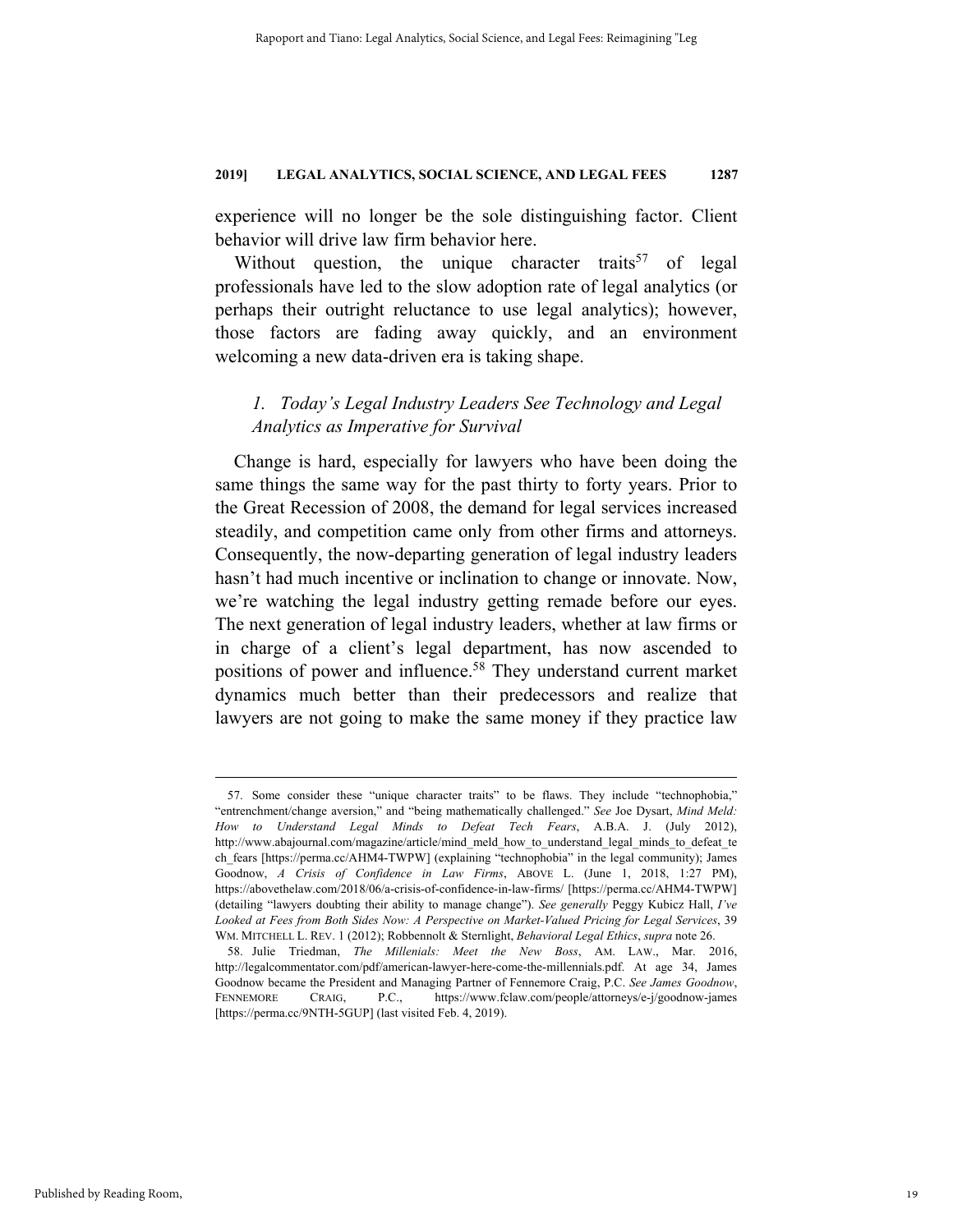experience will no longer be the sole distinguishing factor. Client behavior will drive law firm behavior here.

Without question, the unique character traits[57] of legal professionals have led to the slow adoption rate of legal analytics (or perhaps their outright reluctance to use legal analytics); however, those factors are fading away quickly, and an environment welcoming a new data-driven era is taking shape.

### *1. Today's Legal Industry Leaders See Technology and Legal Analytics as Imperative for Survival*

Change is hard, especially for lawyers who have been doing the same things the same way for the past thirty to forty years. Prior to the Great Recession of 2008, the demand for legal services increased steadily, and competition came only from other firms and attorneys. Consequently, the now-departing generation of legal industry leaders hasn't had much incentive or inclination to change or innovate. Now, we're watching the legal industry getting remade before our eyes. The next generation of legal industry leaders, whether at law firms or in charge of a client's legal department, has now ascended to positions of power and influence.[58] They understand current market dynamics much better than their predecessors and realize that lawyers are not going to make the same money if they practice law

---

57. Some consider these "unique character traits" to be flaws. They include "technophobia," "entrenchment/change aversion," and "being mathematically challenged." *See* Joe Dysart, *Mind Meld: How to Understand Legal Minds to Defeat Tech Fears*, A.B.A. J. (July 2012), http://www.abajournal.com/magazine/article/mind_meld_how_to_understand_legal_minds_to_defeat_tech_fears [https://perma.cc/AHM4-TWPW] (explaining "technophobia" in the legal community); James Goodnow, *A Crisis of Confidence in Law Firms*, ABOVE L. (June 1, 2018, 1:27 PM), https://abovethelaw.com/2018/06/a-crisis-of-confidence-in-law-firms/ [https://perma.cc/AHM4-TWPW] (detailing "lawyers doubting their ability to manage change"). *See generally* Peggy Kubicz Hall, *I've Looked at Fees from Both Sides Now: A Perspective on Market-Valued Pricing for Legal Services*, 39 WM. MITCHELL L. REV. 1 (2012); Robbennolt & Sternlight, *Behavioral Legal Ethics*, *supra* note 26.

58. Julie Triedman, *The Millenials: Meet the New Boss*, AM. LAW., Mar. 2016, http://legalcommentator.com/pdf/american-lawyer-here-come-the-millennials.pdf. At age 34, James Goodnow became the President and Managing Partner of Fennemore Craig, P.C. *See James Goodnow*, FENNEMORE CRAIG, P.C., https://www.fclaw.com/people/attorneys/e-j/goodnow-james [https://perma.cc/9NTH-5GUP] (last visited Feb. 4, 2019).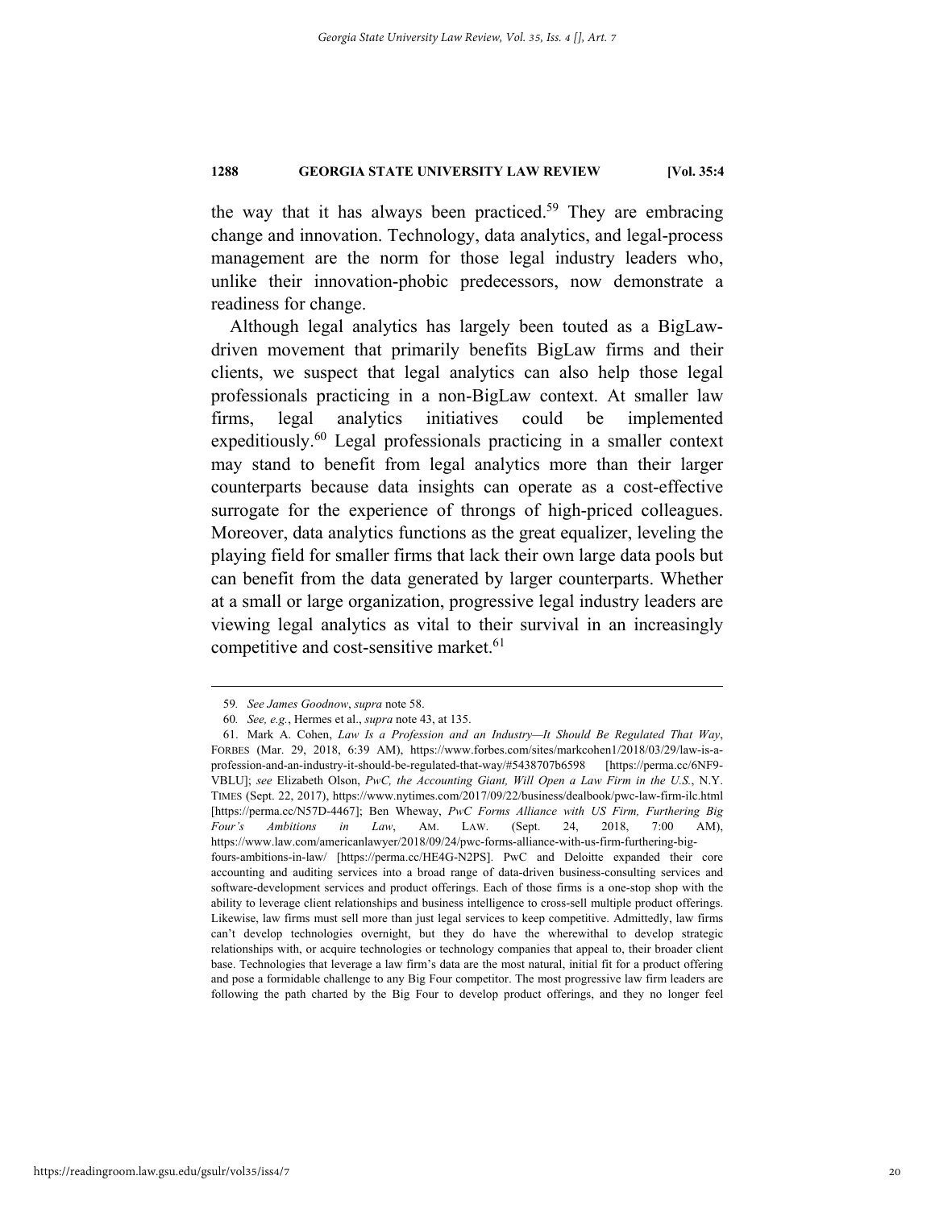the way that it has always been practiced.[59] They are embracing change and innovation. Technology, data analytics, and legal-process management are the norm for those legal industry leaders who, unlike their innovation-phobic predecessors, now demonstrate a readiness for change.

Although legal analytics has largely been touted as a BigLaw-driven movement that primarily benefits BigLaw firms and their clients, we suspect that legal analytics can also help those legal professionals practicing in a non-BigLaw context. At smaller law firms, legal analytics initiatives could be implemented expeditiously.[60] Legal professionals practicing in a smaller context may stand to benefit from legal analytics more than their larger counterparts because data insights can operate as a cost-effective surrogate for the experience of throngs of high-priced colleagues. Moreover, data analytics functions as the great equalizer, leveling the playing field for smaller firms that lack their own large data pools but can benefit from the data generated by larger counterparts. Whether at a small or large organization, progressive legal industry leaders are viewing legal analytics as vital to their survival in an increasingly competitive and cost-sensitive market.[61]

---

59. *See James Goodnow*, *supra* note 58.

60. *See, e.g.*, Hermes et al., *supra* note 43, at 135.

61. Mark A. Cohen, *Law Is a Profession and an Industry—It Should Be Regulated That Way*, FORBES (Mar. 29, 2018, 6:39 AM), https://www.forbes.com/sites/markcohen1/2018/03/29/law-is-a-profession-and-an-industry-it-should-be-regulated-that-way/#5438707b6598 [https://perma.cc/6NF9-VBLU]; *see* Elizabeth Olson, *PwC, the Accounting Giant, Will Open a Law Firm in the U.S.*, N.Y. TIMES (Sept. 22, 2017), https://www.nytimes.com/2017/09/22/business/dealbook/pwc-law-firm-ilc.html [https://perma.cc/N57D-4467]; Ben Wheway, *PwC Forms Alliance with US Firm, Furthering Big Four's Ambitions in Law*, AM. LAW. (Sept. 24, 2018, 7:00 AM), https://www.law.com/americanlawyer/2018/09/24/pwc-forms-alliance-with-us-firm-furthering-big-fours-ambitions-in-law/ [https://perma.cc/HE4G-N2PS]. PwC and Deloitte expanded their core accounting and auditing services into a broad range of data-driven business-consulting services and software-development services and product offerings. Each of those firms is a one-stop shop with the ability to leverage client relationships and business intelligence to cross-sell multiple product offerings. Likewise, law firms must sell more than just legal services to keep competitive. Admittedly, law firms can't develop technologies overnight, but they do have the wherewithal to develop strategic relationships with, or acquire technologies or technology companies that appeal to, their broader client base. Technologies that leverage a law firm's data are the most natural, initial fit for a product offering and pose a formidable challenge to any Big Four competitor. The most progressive law firm leaders are following the path charted by the Big Four to develop product offerings, and they no longer feel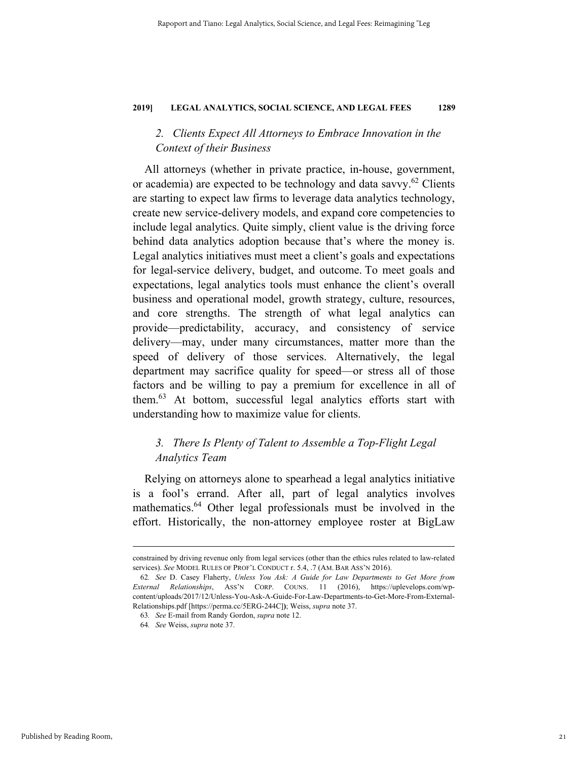### *2. Clients Expect All Attorneys to Embrace Innovation in the Context of their Business*

All attorneys (whether in private practice, in-house, government, or academia) are expected to be technology and data savvy.[62] Clients are starting to expect law firms to leverage data analytics technology, create new service-delivery models, and expand core competencies to include legal analytics. Quite simply, client value is the driving force behind data analytics adoption because that's where the money is. Legal analytics initiatives must meet a client's goals and expectations for legal-service delivery, budget, and outcome. To meet goals and expectations, legal analytics tools must enhance the client's overall business and operational model, growth strategy, culture, resources, and core strengths. The strength of what legal analytics can provide—predictability, accuracy, and consistency of service delivery—may, under many circumstances, matter more than the speed of delivery of those services. Alternatively, the legal department may sacrifice quality for speed—or stress all of those factors and be willing to pay a premium for excellence in all of them.[63] At bottom, successful legal analytics efforts start with understanding how to maximize value for clients.

### *3. There Is Plenty of Talent to Assemble a Top-Flight Legal Analytics Team*

Relying on attorneys alone to spearhead a legal analytics initiative is a fool's errand. After all, part of legal analytics involves mathematics.[64] Other legal professionals must be involved in the effort. Historically, the non-attorney employee roster at BigLaw

---

constrained by driving revenue only from legal services (other than the ethics rules related to law-related services). *See* MODEL RULES OF PROF'L CONDUCT r. 5.4, .7 (AM. BAR ASS'N 2016).

62. *See* D. Casey Flaherty, *Unless You Ask: A Guide for Law Departments to Get More from External Relationships*, ASS'N CORP. COUNS. 11 (2016), https://uplevelops.com/wp-content/uploads/2017/12/Unless-You-Ask-A-Guide-For-Law-Departments-to-Get-More-From-External-Relationships.pdf [https://perma.cc/5ERG-244C]); Weiss, *supra* note 37.

63. *See* E-mail from Randy Gordon, *supra* note 12.

64. *See* Weiss, *supra* note 37.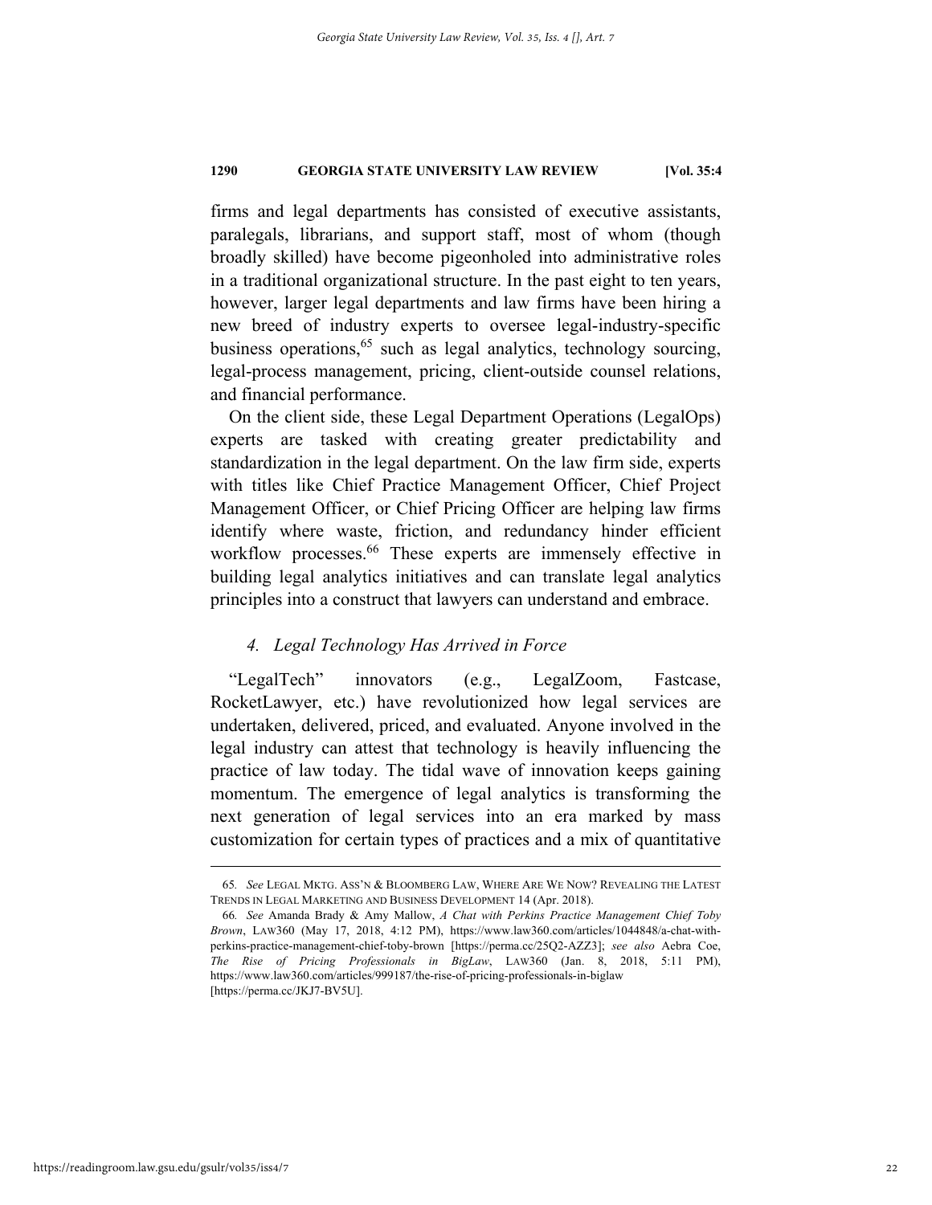firms and legal departments has consisted of executive assistants, paralegals, librarians, and support staff, most of whom (though broadly skilled) have become pigeonholed into administrative roles in a traditional organizational structure. In the past eight to ten years, however, larger legal departments and law firms have been hiring a new breed of industry experts to oversee legal-industry-specific business operations,[65] such as legal analytics, technology sourcing, legal-process management, pricing, client-outside counsel relations, and financial performance.

On the client side, these Legal Department Operations (LegalOps) experts are tasked with creating greater predictability and standardization in the legal department. On the law firm side, experts with titles like Chief Practice Management Officer, Chief Project Management Officer, or Chief Pricing Officer are helping law firms identify where waste, friction, and redundancy hinder efficient workflow processes.[66] These experts are immensely effective in building legal analytics initiatives and can translate legal analytics principles into a construct that lawyers can understand and embrace.

### *4. Legal Technology Has Arrived in Force*

"LegalTech" innovators (e.g., LegalZoom, Fastcase, RocketLawyer, etc.) have revolutionized how legal services are undertaken, delivered, priced, and evaluated. Anyone involved in the legal industry can attest that technology is heavily influencing the practice of law today. The tidal wave of innovation keeps gaining momentum. The emergence of legal analytics is transforming the next generation of legal services into an era marked by mass customization for certain types of practices and a mix of quantitative

---

65. *See* LEGAL MKTG. ASS'N & BLOOMBERG LAW, WHERE ARE WE NOW? REVEALING THE LATEST TRENDS IN LEGAL MARKETING AND BUSINESS DEVELOPMENT 14 (Apr. 2018).

66. *See* Amanda Brady & Amy Mallow, *A Chat with Perkins Practice Management Chief Toby Brown*, LAW360 (May 17, 2018, 4:12 PM), https://www.law360.com/articles/1044848/a-chat-with-perkins-practice-management-chief-toby-brown [https://perma.cc/25Q2-AZZ3]; *see also* Aebra Coe, *The Rise of Pricing Professionals in BigLaw*, LAW360 (Jan. 8, 2018, 5:11 PM), https://www.law360.com/articles/999187/the-rise-of-pricing-professionals-in-biglaw [https://perma.cc/JKJ7-BV5U].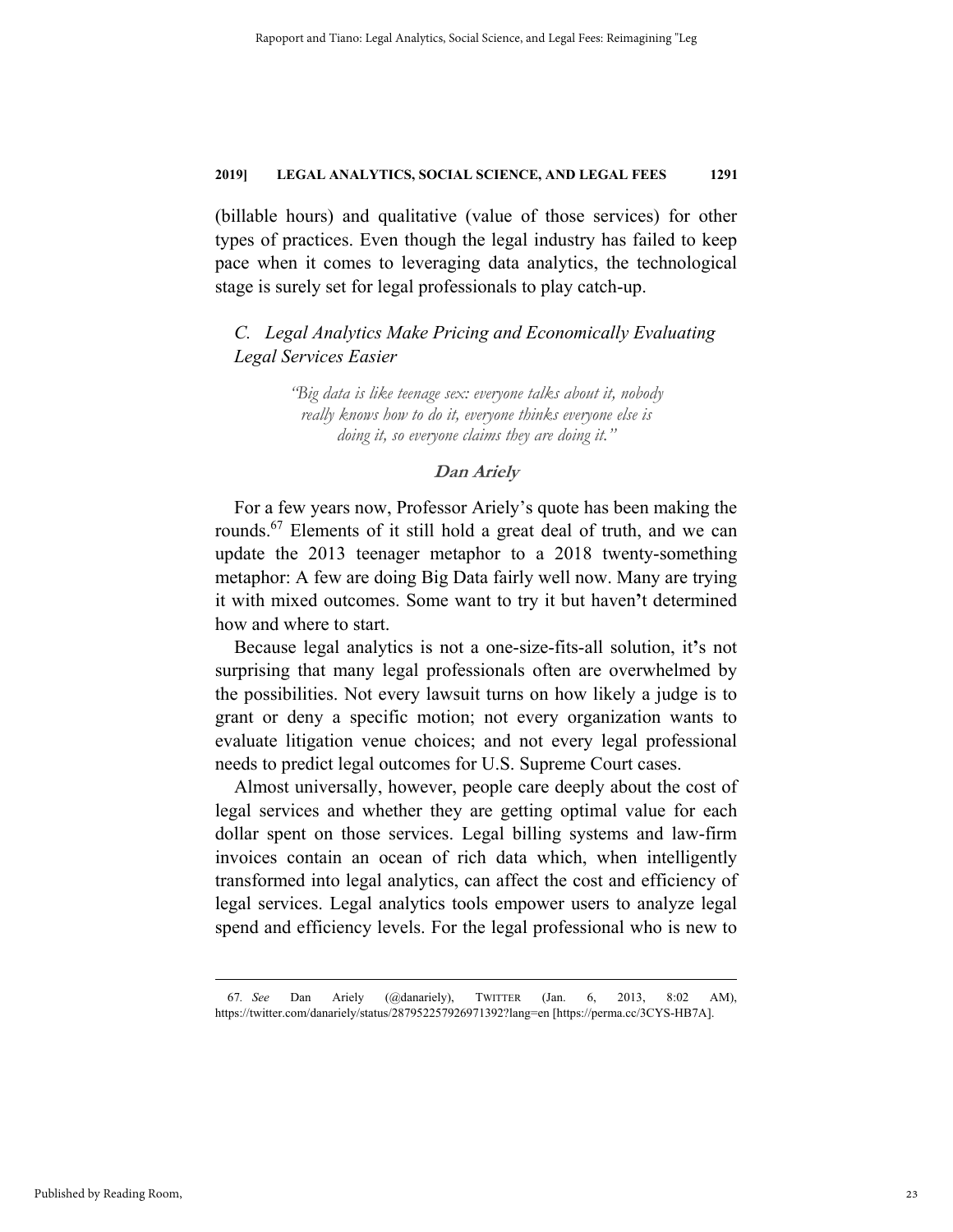(billable hours) and qualitative (value of those services) for other types of practices. Even though the legal industry has failed to keep pace when it comes to leveraging data analytics, the technological stage is surely set for legal professionals to play catch-up.

### *C. Legal Analytics Make Pricing and Economically Evaluating Legal Services Easier*

> *"Big data is like teenage sex: everyone talks about it, nobody really knows how to do it, everyone thinks everyone else is doing it, so everyone claims they are doing it."*
>
> **Dan Ariely**

For a few years now, Professor Ariely's quote has been making the rounds.[67] Elements of it still hold a great deal of truth, and we can update the 2013 teenager metaphor to a 2018 twenty-something metaphor: A few are doing Big Data fairly well now. Many are trying it with mixed outcomes. Some want to try it but haven't determined how and where to start.

Because legal analytics is not a one-size-fits-all solution, it's not surprising that many legal professionals often are overwhelmed by the possibilities. Not every lawsuit turns on how likely a judge is to grant or deny a specific motion; not every organization wants to evaluate litigation venue choices; and not every legal professional needs to predict legal outcomes for U.S. Supreme Court cases.

Almost universally, however, people care deeply about the cost of legal services and whether they are getting optimal value for each dollar spent on those services. Legal billing systems and law-firm invoices contain an ocean of rich data which, when intelligently transformed into legal analytics, can affect the cost and efficiency of legal services. Legal analytics tools empower users to analyze legal spend and efficiency levels. For the legal professional who is new to

---

67. *See* Dan Ariely (@danariely), TWITTER (Jan. 6, 2013, 8:02 AM), https://twitter.com/danariely/status/287952257926971392?lang=en [https://perma.cc/3CYS-HB7A].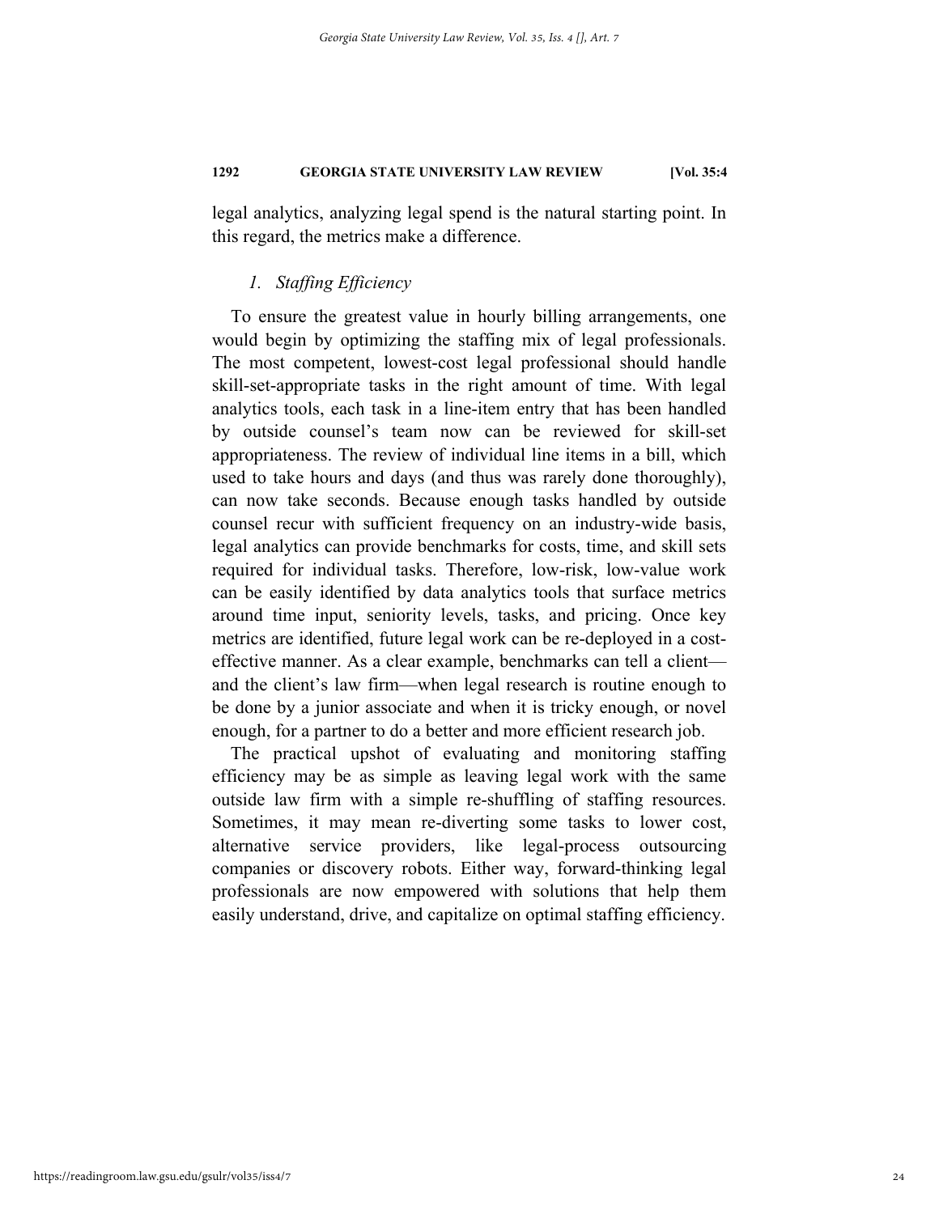legal analytics, analyzing legal spend is the natural starting point. In this regard, the metrics make a difference.

### *1. Staffing Efficiency*

To ensure the greatest value in hourly billing arrangements, one would begin by optimizing the staffing mix of legal professionals. The most competent, lowest-cost legal professional should handle skill-set-appropriate tasks in the right amount of time. With legal analytics tools, each task in a line-item entry that has been handled by outside counsel's team now can be reviewed for skill-set appropriateness. The review of individual line items in a bill, which used to take hours and days (and thus was rarely done thoroughly), can now take seconds. Because enough tasks handled by outside counsel recur with sufficient frequency on an industry-wide basis, legal analytics can provide benchmarks for costs, time, and skill sets required for individual tasks. Therefore, low-risk, low-value work can be easily identified by data analytics tools that surface metrics around time input, seniority levels, tasks, and pricing. Once key metrics are identified, future legal work can be re-deployed in a cost-effective manner. As a clear example, benchmarks can tell a client—and the client's law firm—when legal research is routine enough to be done by a junior associate and when it is tricky enough, or novel enough, for a partner to do a better and more efficient research job.

The practical upshot of evaluating and monitoring staffing efficiency may be as simple as leaving legal work with the same outside law firm with a simple re-shuffling of staffing resources. Sometimes, it may mean re-diverting some tasks to lower cost, alternative service providers, like legal-process outsourcing companies or discovery robots. Either way, forward-thinking legal professionals are now empowered with solutions that help them easily understand, drive, and capitalize on optimal staffing efficiency.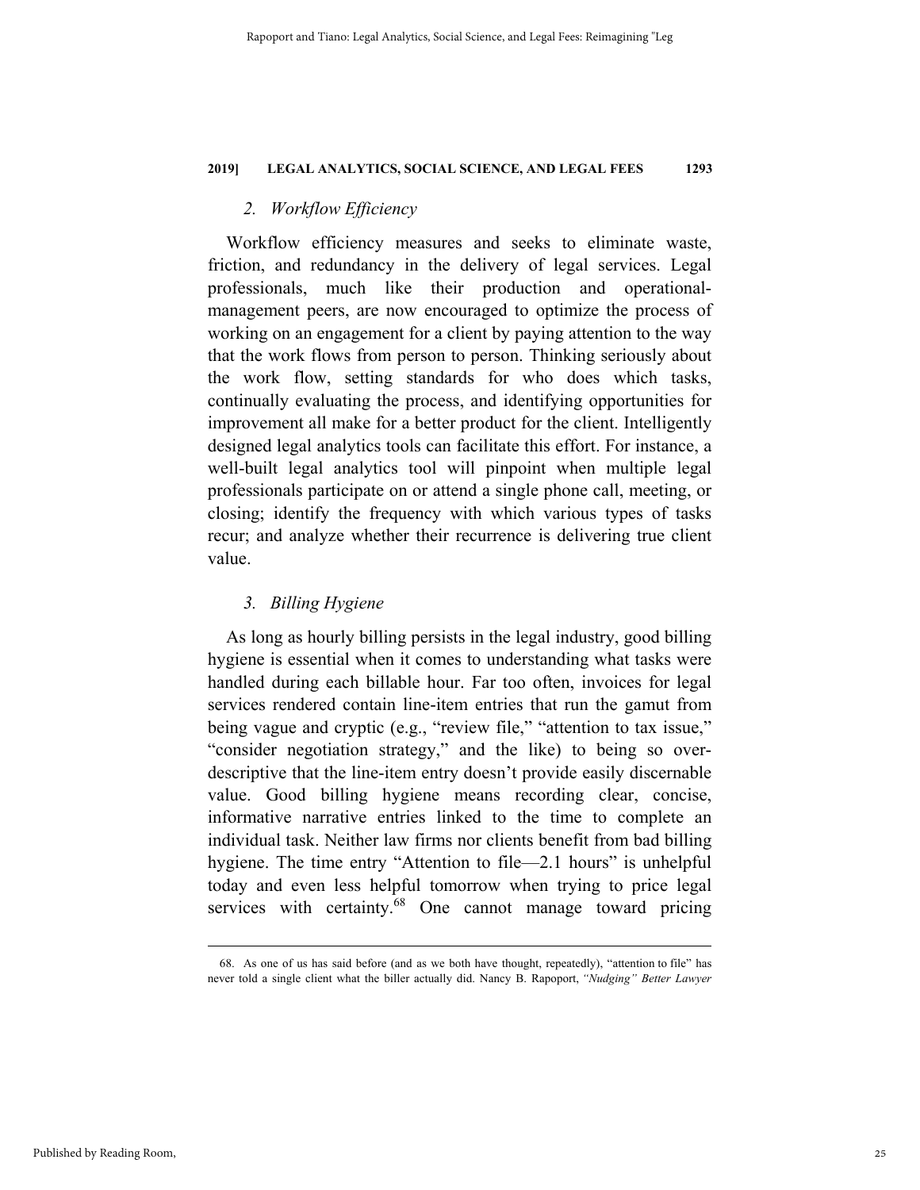### 2. *Workflow Efficiency*

Workflow efficiency measures and seeks to eliminate waste, friction, and redundancy in the delivery of legal services. Legal professionals, much like their production and operational-management peers, are now encouraged to optimize the process of working on an engagement for a client by paying attention to the way that the work flows from person to person. Thinking seriously about the work flow, setting standards for who does which tasks, continually evaluating the process, and identifying opportunities for improvement all make for a better product for the client. Intelligently designed legal analytics tools can facilitate this effort. For instance, a well-built legal analytics tool will pinpoint when multiple legal professionals participate on or attend a single phone call, meeting, or closing; identify the frequency with which various types of tasks recur; and analyze whether their recurrence is delivering true client value.

### 3. *Billing Hygiene*

As long as hourly billing persists in the legal industry, good billing hygiene is essential when it comes to understanding what tasks were handled during each billable hour. Far too often, invoices for legal services rendered contain line-item entries that run the gamut from being vague and cryptic (e.g., "review file," "attention to tax issue," "consider negotiation strategy," and the like) to being so over-descriptive that the line-item entry doesn't provide easily discernable value. Good billing hygiene means recording clear, concise, informative narrative entries linked to the time to complete an individual task. Neither law firms nor clients benefit from bad billing hygiene. The time entry "Attention to file—2.1 hours" is unhelpful today and even less helpful tomorrow when trying to price legal services with certainty.[68] One cannot manage toward pricing

---

68. As one of us has said before (and as we both have thought, repeatedly), "attention to file" has never told a single client what the biller actually did. Nancy B. Rapoport, *"Nudging" Better Lawyer*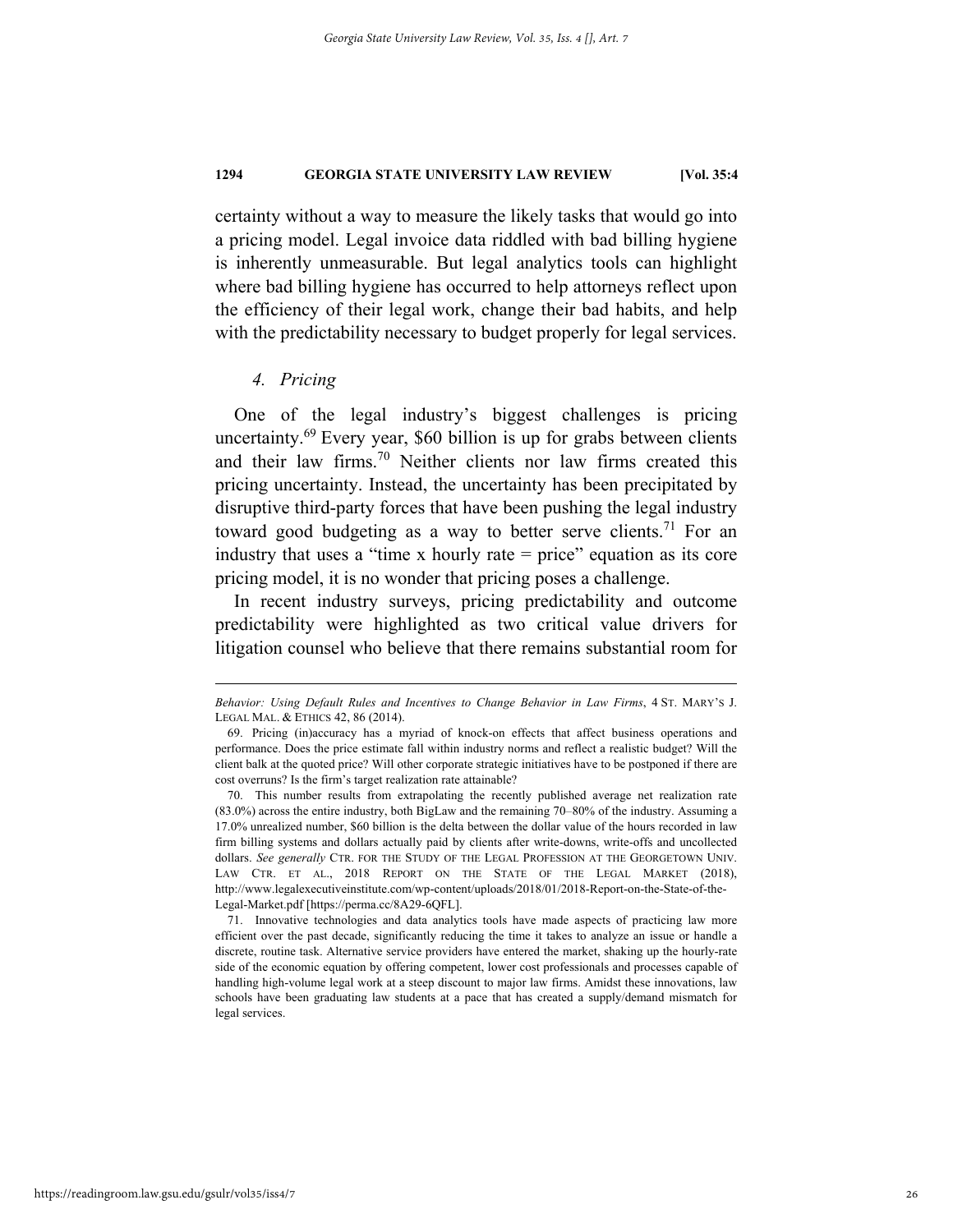certainty without a way to measure the likely tasks that would go into a pricing model. Legal invoice data riddled with bad billing hygiene is inherently unmeasurable. But legal analytics tools can highlight where bad billing hygiene has occurred to help attorneys reflect upon the efficiency of their legal work, change their bad habits, and help with the predictability necessary to budget properly for legal services.

### *4. Pricing*

One of the legal industry's biggest challenges is pricing uncertainty.[69] Every year, $60 billion is up for grabs between clients and their law firms.[70] Neither clients nor law firms created this pricing uncertainty. Instead, the uncertainty has been precipitated by disruptive third-party forces that have been pushing the legal industry toward good budgeting as a way to better serve clients.[71] For an industry that uses a "time x hourly rate = price" equation as its core pricing model, it is no wonder that pricing poses a challenge.

In recent industry surveys, pricing predictability and outcome predictability were highlighted as two critical value drivers for litigation counsel who believe that there remains substantial room for

---

*Behavior: Using Default Rules and Incentives to Change Behavior in Law Firms*, 4 ST. MARY'S J. LEGAL MAL. & ETHICS 42, 86 (2014).

69. Pricing (in)accuracy has a myriad of knock-on effects that affect business operations and performance. Does the price estimate fall within industry norms and reflect a realistic budget? Will the client balk at the quoted price? Will other corporate strategic initiatives have to be postponed if there are cost overruns? Is the firm's target realization rate attainable?

70. This number results from extrapolating the recently published average net realization rate (83.0%) across the entire industry, both BigLaw and the remaining 70–80% of the industry. Assuming a 17.0% unrealized number, $60 billion is the delta between the dollar value of the hours recorded in law firm billing systems and dollars actually paid by clients after write-downs, write-offs and uncollected dollars. *See generally* CTR. FOR THE STUDY OF THE LEGAL PROFESSION AT THE GEORGETOWN UNIV. LAW CTR. ET AL., 2018 REPORT ON THE STATE OF THE LEGAL MARKET (2018), http://www.legalexecutiveinstitute.com/wp-content/uploads/2018/01/2018-Report-on-the-State-of-the-Legal-Market.pdf [https://perma.cc/8A29-6QFL].

71. Innovative technologies and data analytics tools have made aspects of practicing law more efficient over the past decade, significantly reducing the time it takes to analyze an issue or handle a discrete, routine task. Alternative service providers have entered the market, shaking up the hourly-rate side of the economic equation by offering competent, lower cost professionals and processes capable of handling high-volume legal work at a steep discount to major law firms. Amidst these innovations, law schools have been graduating law students at a pace that has created a supply/demand mismatch for legal services.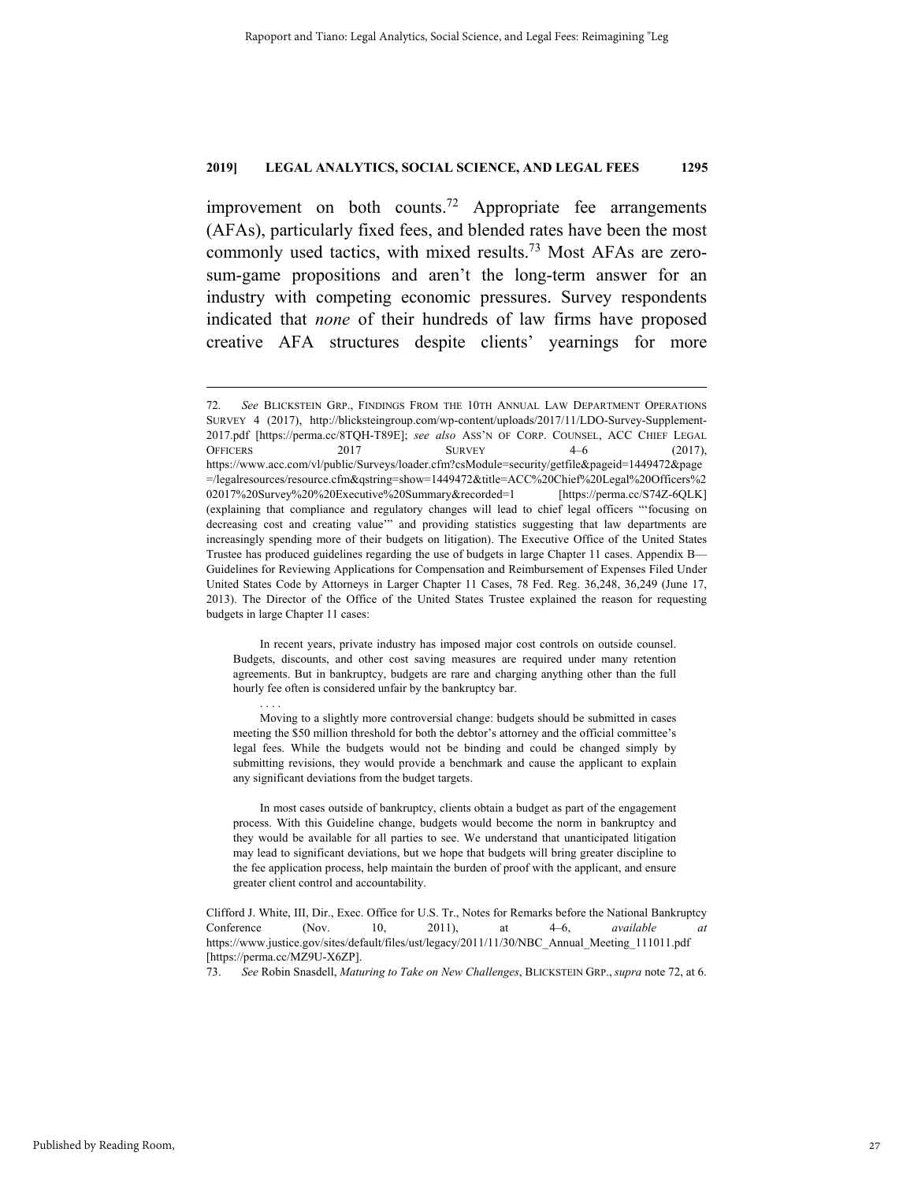improvement on both counts.[72] Appropriate fee arrangements (AFAs), particularly fixed fees, and blended rates have been the most commonly used tactics, with mixed results.[73] Most AFAs are zero-sum-game propositions and aren't the long-term answer for an industry with competing economic pressures. Survey respondents indicated that *none* of their hundreds of law firms have proposed creative AFA structures despite clients' yearnings for more

---

72. *See* BLICKSTEIN GRP., FINDINGS FROM THE 10TH ANNUAL LAW DEPARTMENT OPERATIONS SURVEY 4 (2017), http://blicksteingroup.com/wp-content/uploads/2017/11/LDO-Survey-Supplement-2017.pdf [https://perma.cc/8TQH-T89E]; *see also* ASS'N OF CORP. COUNSEL, ACC CHIEF LEGAL OFFICERS 2017 SURVEY 4–6 (2017), https://www.acc.com/vl/public/Surveys/loader.cfm?csModule=security/getfile&pageid=1449472&page=/legalresources/resource.cfm&qstring=show=1449472&title=ACC%20Chief%20Legal%20Officers%202017%20Survey%20%20Executive%20Summary&recorded=1 [https://perma.cc/S74Z-6QLK] (explaining that compliance and regulatory changes will lead to chief legal officers "'focusing on decreasing cost and creating value'" and providing statistics suggesting that law departments are increasingly spending more of their budgets on litigation). The Executive Office of the United States Trustee has produced guidelines regarding the use of budgets in large Chapter 11 cases. Appendix B—Guidelines for Reviewing Applications for Compensation and Reimbursement of Expenses Filed Under United States Code by Attorneys in Larger Chapter 11 Cases, 78 Fed. Reg. 36,248, 36,249 (June 17, 2013). The Director of the Office of the United States Trustee explained the reason for requesting budgets in large Chapter 11 cases:

> In recent years, private industry has imposed major cost controls on outside counsel. Budgets, discounts, and other cost saving measures are required under many retention agreements. But in bankruptcy, budgets are rare and charging anything other than the full hourly fee often is considered unfair by the bankruptcy bar.
>
> . . . .
>
> Moving to a slightly more controversial change: budgets should be submitted in cases meeting the $50 million threshold for both the debtor's attorney and the official committee's legal fees. While the budgets would not be binding and could be changed simply by submitting revisions, they would provide a benchmark and cause the applicant to explain any significant deviations from the budget targets.
>
> In most cases outside of bankruptcy, clients obtain a budget as part of the engagement process. With this Guideline change, budgets would become the norm in bankruptcy and they would be available for all parties to see. We understand that unanticipated litigation may lead to significant deviations, but we hope that budgets will bring greater discipline to the fee application process, help maintain the burden of proof with the applicant, and ensure greater client control and accountability.

Clifford J. White, III, Dir., Exec. Office for U.S. Tr., Notes for Remarks before the National Bankruptcy Conference (Nov. 10, 2011), at 4–6, *available at* https://www.justice.gov/sites/default/files/ust/legacy/2011/11/30/NBC_Annual_Meeting_111011.pdf [https://perma.cc/MZ9U-X6ZP].

73. *See* Robin Snasdell, *Maturing to Take on New Challenges*, BLICKSTEIN GRP., *supra* note 72, at 6.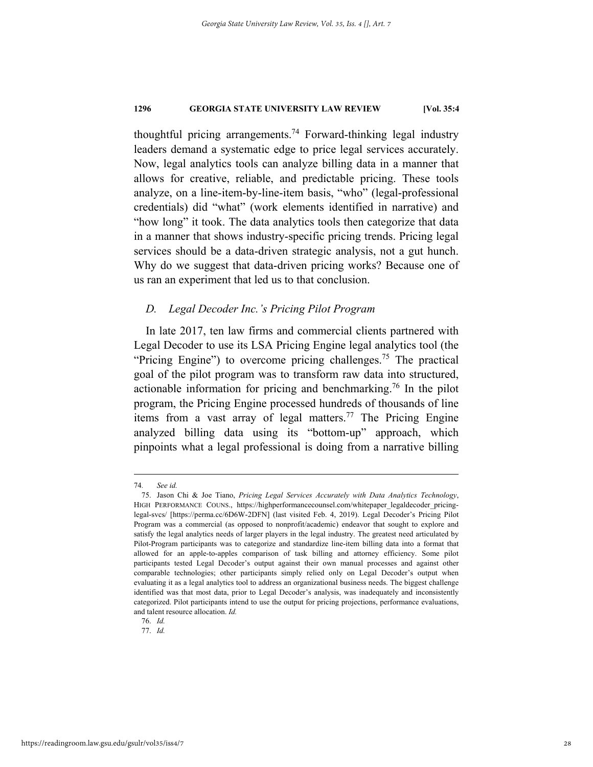thoughtful pricing arrangements.[74] Forward-thinking legal industry leaders demand a systematic edge to price legal services accurately. Now, legal analytics tools can analyze billing data in a manner that allows for creative, reliable, and predictable pricing. These tools analyze, on a line-item-by-line-item basis, "who" (legal-professional credentials) did "what" (work elements identified in narrative) and "how long" it took. The data analytics tools then categorize that data in a manner that shows industry-specific pricing trends. Pricing legal services should be a data-driven strategic analysis, not a gut hunch. Why do we suggest that data-driven pricing works? Because one of us ran an experiment that led us to that conclusion.

### *D. Legal Decoder Inc.'s Pricing Pilot Program*

In late 2017, ten law firms and commercial clients partnered with Legal Decoder to use its LSA Pricing Engine legal analytics tool (the "Pricing Engine") to overcome pricing challenges.[75] The practical goal of the pilot program was to transform raw data into structured, actionable information for pricing and benchmarking.[76] In the pilot program, the Pricing Engine processed hundreds of thousands of line items from a vast array of legal matters.[77] The Pricing Engine analyzed billing data using its "bottom-up" approach, which pinpoints what a legal professional is doing from a narrative billing

---

74. *See id.*

75. Jason Chi & Joe Tiano, *Pricing Legal Services Accurately with Data Analytics Technology*, HIGH PERFORMANCE COUNS., https://highperformancecounsel.com/whitepaper_legaldecoder_pricing-legal-svcs/ [https://perma.cc/6D6W-2DFN] (last visited Feb. 4, 2019). Legal Decoder's Pricing Pilot Program was a commercial (as opposed to nonprofit/academic) endeavor that sought to explore and satisfy the legal analytics needs of larger players in the legal industry. The greatest need articulated by Pilot-Program participants was to categorize and standardize line-item billing data into a format that allowed for an apple-to-apples comparison of task billing and attorney efficiency. Some pilot participants tested Legal Decoder's output against their own manual processes and against other comparable technologies; other participants simply relied only on Legal Decoder's output when evaluating it as a legal analytics tool to address an organizational business needs. The biggest challenge identified was that most data, prior to Legal Decoder's analysis, was inadequately and inconsistently categorized. Pilot participants intend to use the output for pricing projections, performance evaluations, and talent resource allocation. *Id.*

76. *Id.*

77. *Id.*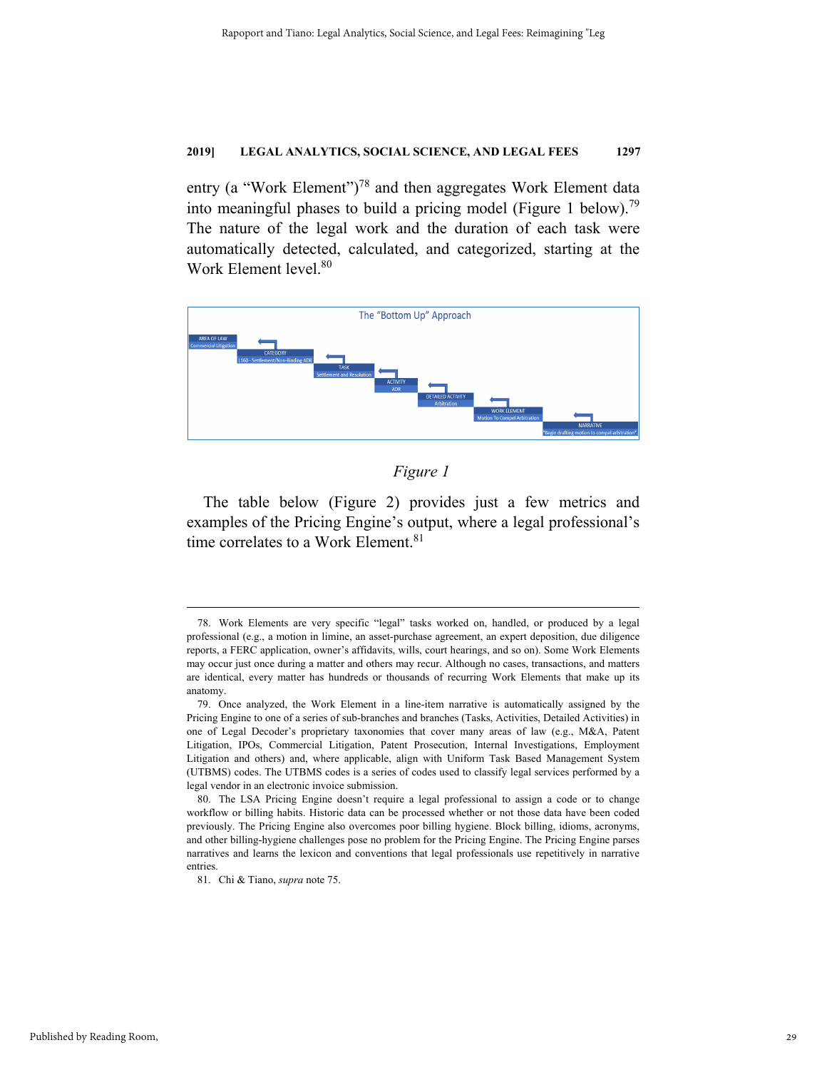entry (a "Work Element")[78] and then aggregates Work Element data into meaningful phases to build a pricing model (Figure 1 below).[79] The nature of the legal work and the duration of each task were automatically detected, calculated, and categorized, starting at the Work Element level.[80]

The "Bottom Up" Approach

| AREA OF LAW | CATEGORY | TASK | ACTIVITY | DETAILED ACTIVITY | WORK ELEMENT | NARRATIVE |
|---|---|---|---|---|---|---|
| Commercial Litigation | L160 - Settlement/Non-Binding ADR | Settlement and Resolution | ADR | Arbitration | Motion To Compel Arbitration | "Begin drafting motion to compel arbitration" |

*Figure 1*

The table below (Figure 2) provides just a few metrics and examples of the Pricing Engine's output, where a legal professional's time correlates to a Work Element.[81]

---

78. Work Elements are very specific "legal" tasks worked on, handled, or produced by a legal professional (e.g., a motion in limine, an asset-purchase agreement, an expert deposition, due diligence reports, a FERC application, owner's affidavits, wills, court hearings, and so on). Some Work Elements may occur just once during a matter and others may recur. Although no cases, transactions, and matters are identical, every matter has hundreds or thousands of recurring Work Elements that make up its anatomy.

79. Once analyzed, the Work Element in a line-item narrative is automatically assigned by the Pricing Engine to one of a series of sub-branches and branches (Tasks, Activities, Detailed Activities) in one of Legal Decoder's proprietary taxonomies that cover many areas of law (e.g., M&A, Patent Litigation, IPOs, Commercial Litigation, Patent Prosecution, Internal Investigations, Employment Litigation and others) and, where applicable, align with Uniform Task Based Management System (UTBMS) codes. The UTBMS codes is a series of codes used to classify legal services performed by a legal vendor in an electronic invoice submission.

80. The LSA Pricing Engine doesn't require a legal professional to assign a code or to change workflow or billing habits. Historic data can be processed whether or not those data have been coded previously. The Pricing Engine also overcomes poor billing hygiene. Block billing, idioms, acronyms, and other billing-hygiene challenges pose no problem for the Pricing Engine. The Pricing Engine parses narratives and learns the lexicon and conventions that legal professionals use repetitively in narrative entries.

81. Chi & Tiano, *supra* note 75.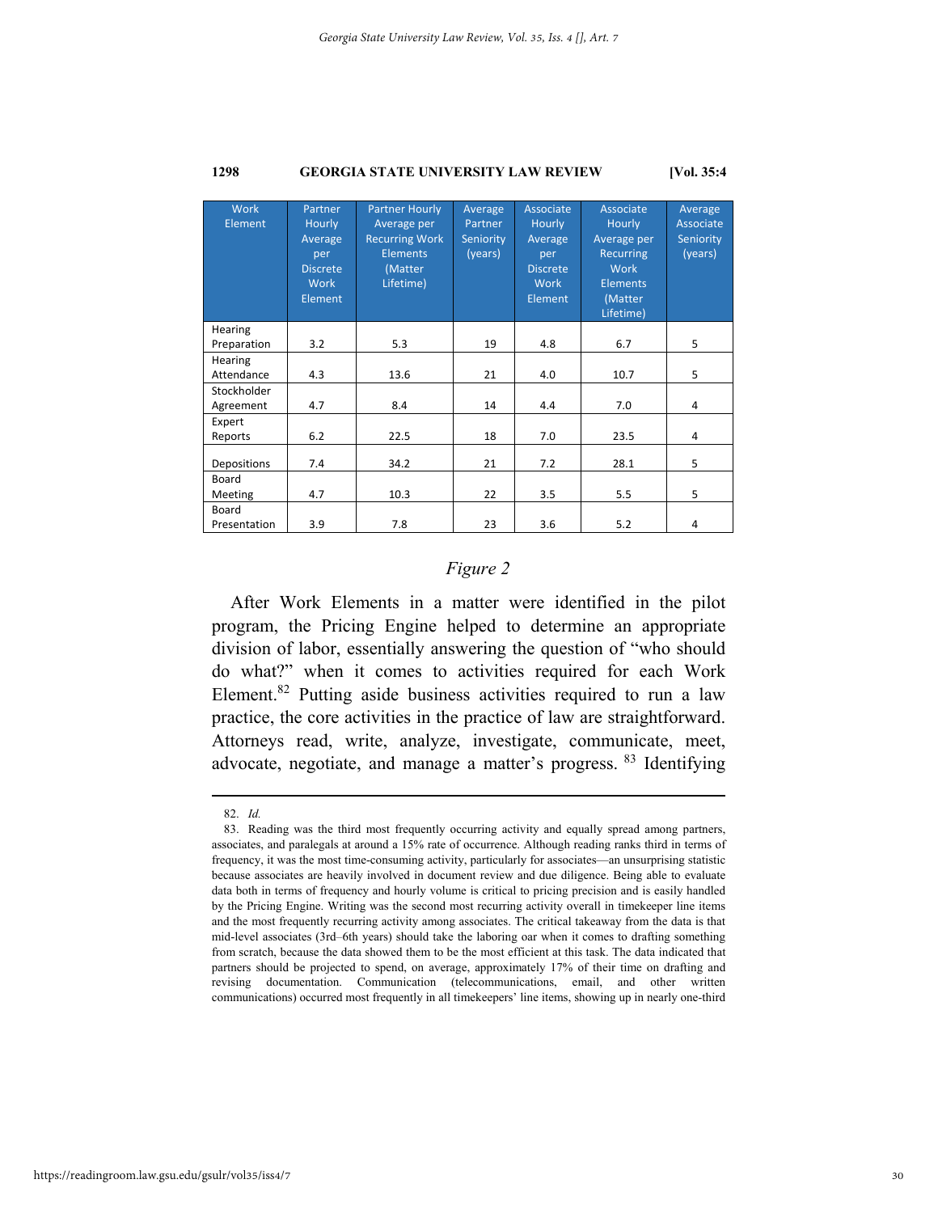| Work Element | Partner Hourly Average per Discrete Work Element | Partner Hourly Average per Recurring Work Elements (Matter Lifetime) | Average Partner Seniority (years) | Associate Hourly Average per Discrete Work Element | Associate Hourly Average per Recurring Work Elements (Matter Lifetime) | Average Associate Seniority (years) |
|---|---|---|---|---|---|---|
| Hearing Preparation | 3.2 | 5.3 | 19 | 4.8 | 6.7 | 5 |
| Hearing Attendance | 4.3 | 13.6 | 21 | 4.0 | 10.7 | 5 |
| Stockholder Agreement | 4.7 | 8.4 | 14 | 4.4 | 7.0 | 4 |
| Expert Reports | 6.2 | 22.5 | 18 | 7.0 | 23.5 | 4 |
| Depositions | 7.4 | 34.2 | 21 | 7.2 | 28.1 | 5 |
| Board Meeting | 4.7 | 10.3 | 22 | 3.5 | 5.5 | 5 |
| Board Presentation | 3.9 | 7.8 | 23 | 3.6 | 5.2 | 4 |

*Figure 2*

After Work Elements in a matter were identified in the pilot program, the Pricing Engine helped to determine an appropriate division of labor, essentially answering the question of "who should do what?" when it comes to activities required for each Work Element.[82] Putting aside business activities required to run a law practice, the core activities in the practice of law are straightforward. Attorneys read, write, analyze, investigate, communicate, meet, advocate, negotiate, and manage a matter's progress. [83] Identifying

---

82. *Id.*

83. Reading was the third most frequently occurring activity and equally spread among partners, associates, and paralegals at around a 15% rate of occurrence. Although reading ranks third in terms of frequency, it was the most time-consuming activity, particularly for associates—an unsurprising statistic because associates are heavily involved in document review and due diligence. Being able to evaluate data both in terms of frequency and hourly volume is critical to pricing precision and is easily handled by the Pricing Engine. Writing was the second most recurring activity overall in timekeeper line items and the most frequently recurring activity among associates. The critical takeaway from the data is that mid-level associates (3rd–6th years) should take the laboring oar when it comes to drafting something from scratch, because the data showed them to be the most efficient at this task. The data indicated that partners should be projected to spend, on average, approximately 17% of their time on drafting and revising documentation. Communication (telecommunications, email, and other written communications) occurred most frequently in all timekeepers' line items, showing up in nearly one-third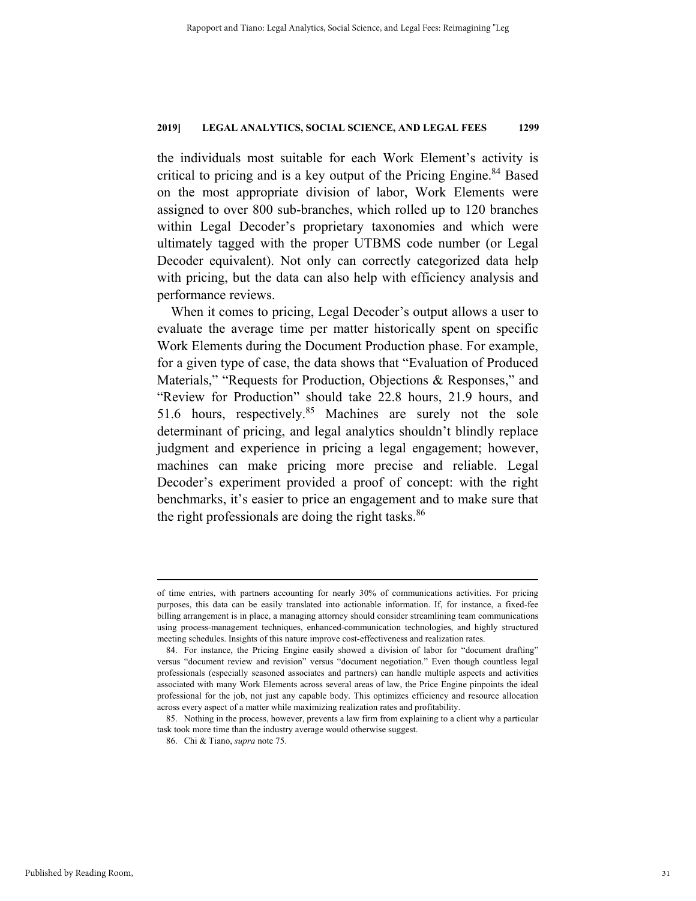the individuals most suitable for each Work Element's activity is critical to pricing and is a key output of the Pricing Engine.[84] Based on the most appropriate division of labor, Work Elements were assigned to over 800 sub-branches, which rolled up to 120 branches within Legal Decoder's proprietary taxonomies and which were ultimately tagged with the proper UTBMS code number (or Legal Decoder equivalent). Not only can correctly categorized data help with pricing, but the data can also help with efficiency analysis and performance reviews.

When it comes to pricing, Legal Decoder's output allows a user to evaluate the average time per matter historically spent on specific Work Elements during the Document Production phase. For example, for a given type of case, the data shows that "Evaluation of Produced Materials," "Requests for Production, Objections & Responses," and "Review for Production" should take 22.8 hours, 21.9 hours, and 51.6 hours, respectively.[85] Machines are surely not the sole determinant of pricing, and legal analytics shouldn't blindly replace judgment and experience in pricing a legal engagement; however, machines can make pricing more precise and reliable. Legal Decoder's experiment provided a proof of concept: with the right benchmarks, it's easier to price an engagement and to make sure that the right professionals are doing the right tasks.[86]

---

of time entries, with partners accounting for nearly 30% of communications activities. For pricing purposes, this data can be easily translated into actionable information. If, for instance, a fixed-fee billing arrangement is in place, a managing attorney should consider streamlining team communications using process-management techniques, enhanced-communication technologies, and highly structured meeting schedules. Insights of this nature improve cost-effectiveness and realization rates.

84. For instance, the Pricing Engine easily showed a division of labor for "document drafting" versus "document review and revision" versus "document negotiation." Even though countless legal professionals (especially seasoned associates and partners) can handle multiple aspects and activities associated with many Work Elements across several areas of law, the Price Engine pinpoints the ideal professional for the job, not just any capable body. This optimizes efficiency and resource allocation across every aspect of a matter while maximizing realization rates and profitability.

85. Nothing in the process, however, prevents a law firm from explaining to a client why a particular task took more time than the industry average would otherwise suggest.

86. Chi & Tiano, *supra* note 75.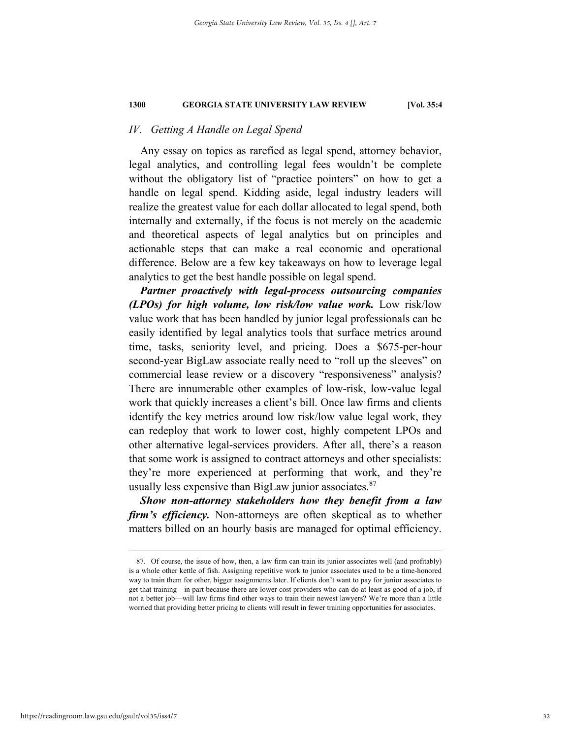## IV. *Getting A Handle on Legal Spend*

Any essay on topics as rarefied as legal spend, attorney behavior, legal analytics, and controlling legal fees wouldn't be complete without the obligatory list of "practice pointers" on how to get a handle on legal spend. Kidding aside, legal industry leaders will realize the greatest value for each dollar allocated to legal spend, both internally and externally, if the focus is not merely on the academic and theoretical aspects of legal analytics but on principles and actionable steps that can make a real economic and operational difference. Below are a few key takeaways on how to leverage legal analytics to get the best handle possible on legal spend.

***Partner proactively with legal-process outsourcing companies (LPOs) for high volume, low risk/low value work.*** Low risk/low value work that has been handled by junior legal professionals can be easily identified by legal analytics tools that surface metrics around time, tasks, seniority level, and pricing. Does a $675-per-hour second-year BigLaw associate really need to "roll up the sleeves" on commercial lease review or a discovery "responsiveness" analysis? There are innumerable other examples of low-risk, low-value legal work that quickly increases a client's bill. Once law firms and clients identify the key metrics around low risk/low value legal work, they can redeploy that work to lower cost, highly competent LPOs and other alternative legal-services providers. After all, there's a reason that some work is assigned to contract attorneys and other specialists: they're more experienced at performing that work, and they're usually less expensive than BigLaw junior associates.[87]

***Show non-attorney stakeholders how they benefit from a law firm's efficiency.*** Non-attorneys are often skeptical as to whether matters billed on an hourly basis are managed for optimal efficiency.

---

87. Of course, the issue of how, then, a law firm can train its junior associates well (and profitably) is a whole other kettle of fish. Assigning repetitive work to junior associates used to be a time-honored way to train them for other, bigger assignments later. If clients don't want to pay for junior associates to get that training—in part because there are lower cost providers who can do at least as good of a job, if not a better job—will law firms find other ways to train their newest lawyers? We're more than a little worried that providing better pricing to clients will result in fewer training opportunities for associates.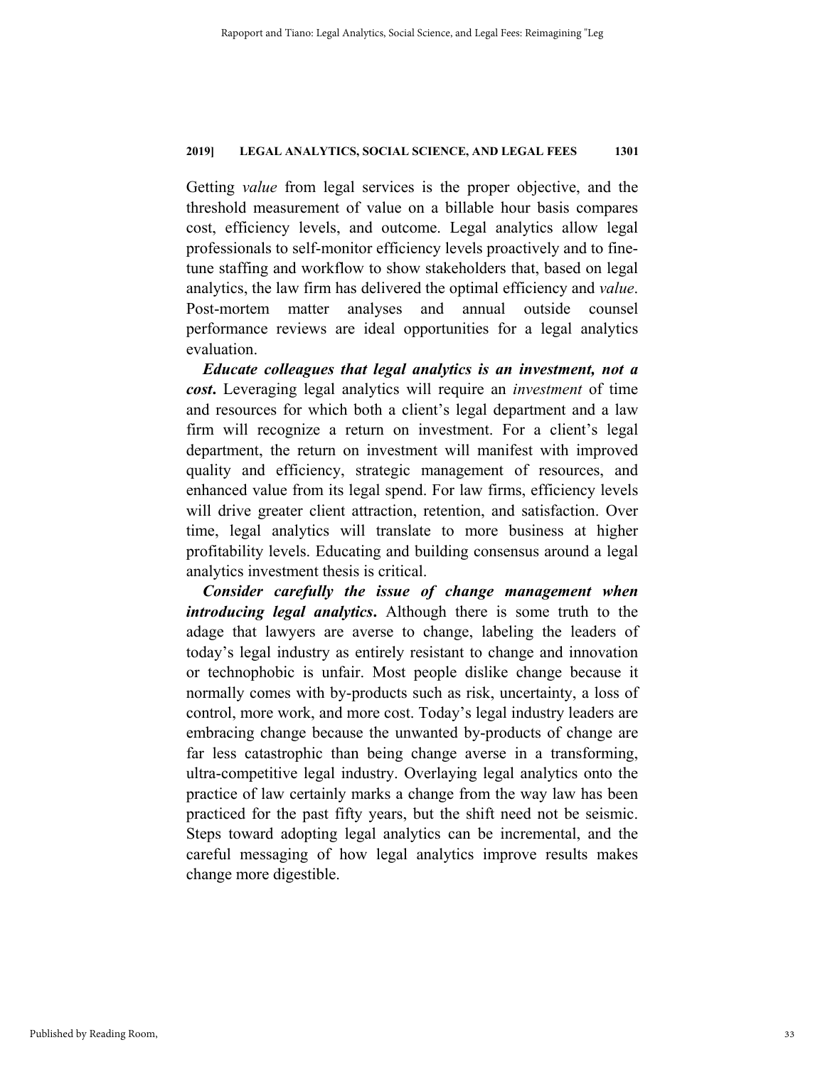Getting *value* from legal services is the proper objective, and the threshold measurement of value on a billable hour basis compares cost, efficiency levels, and outcome. Legal analytics allow legal professionals to self-monitor efficiency levels proactively and to fine-tune staffing and workflow to show stakeholders that, based on legal analytics, the law firm has delivered the optimal efficiency and *value*. Post-mortem matter analyses and annual outside counsel performance reviews are ideal opportunities for a legal analytics evaluation.

***Educate colleagues that legal analytics is an investment, not a cost*.** Leveraging legal analytics will require an *investment* of time and resources for which both a client's legal department and a law firm will recognize a return on investment. For a client's legal department, the return on investment will manifest with improved quality and efficiency, strategic management of resources, and enhanced value from its legal spend. For law firms, efficiency levels will drive greater client attraction, retention, and satisfaction. Over time, legal analytics will translate to more business at higher profitability levels. Educating and building consensus around a legal analytics investment thesis is critical.

***Consider carefully the issue of change management when introducing legal analytics*.** Although there is some truth to the adage that lawyers are averse to change, labeling the leaders of today's legal industry as entirely resistant to change and innovation or technophobic is unfair. Most people dislike change because it normally comes with by-products such as risk, uncertainty, a loss of control, more work, and more cost. Today's legal industry leaders are embracing change because the unwanted by-products of change are far less catastrophic than being change averse in a transforming, ultra-competitive legal industry. Overlaying legal analytics onto the practice of law certainly marks a change from the way law has been practiced for the past fifty years, but the shift need not be seismic. Steps toward adopting legal analytics can be incremental, and the careful messaging of how legal analytics improve results makes change more digestible.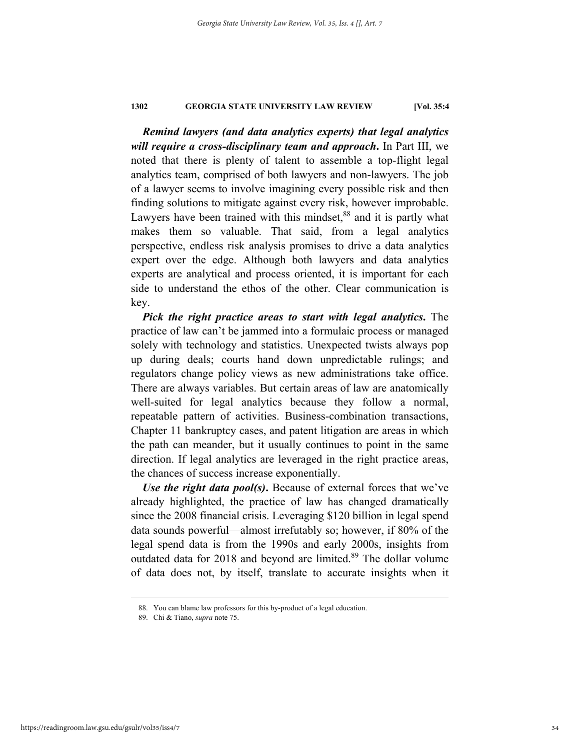***Remind lawyers (and data analytics experts) that legal analytics will require a cross-disciplinary team and approach*.** In Part III, we noted that there is plenty of talent to assemble a top-flight legal analytics team, comprised of both lawyers and non-lawyers. The job of a lawyer seems to involve imagining every possible risk and then finding solutions to mitigate against every risk, however improbable. Lawyers have been trained with this mindset,[88] and it is partly what makes them so valuable. That said, from a legal analytics perspective, endless risk analysis promises to drive a data analytics expert over the edge. Although both lawyers and data analytics experts are analytical and process oriented, it is important for each side to understand the ethos of the other. Clear communication is key.

***Pick the right practice areas to start with legal analytics*.** The practice of law can't be jammed into a formulaic process or managed solely with technology and statistics. Unexpected twists always pop up during deals; courts hand down unpredictable rulings; and regulators change policy views as new administrations take office. There are always variables. But certain areas of law are anatomically well-suited for legal analytics because they follow a normal, repeatable pattern of activities. Business-combination transactions, Chapter 11 bankruptcy cases, and patent litigation are areas in which the path can meander, but it usually continues to point in the same direction. If legal analytics are leveraged in the right practice areas, the chances of success increase exponentially.

***Use the right data pool(s)*.** Because of external forces that we've already highlighted, the practice of law has changed dramatically since the 2008 financial crisis. Leveraging $120 billion in legal spend data sounds powerful—almost irrefutably so; however, if 80% of the legal spend data is from the 1990s and early 2000s, insights from outdated data for 2018 and beyond are limited.[89] The dollar volume of data does not, by itself, translate to accurate insights when it

---

88. You can blame law professors for this by-product of a legal education.

89. Chi & Tiano, *supra* note 75.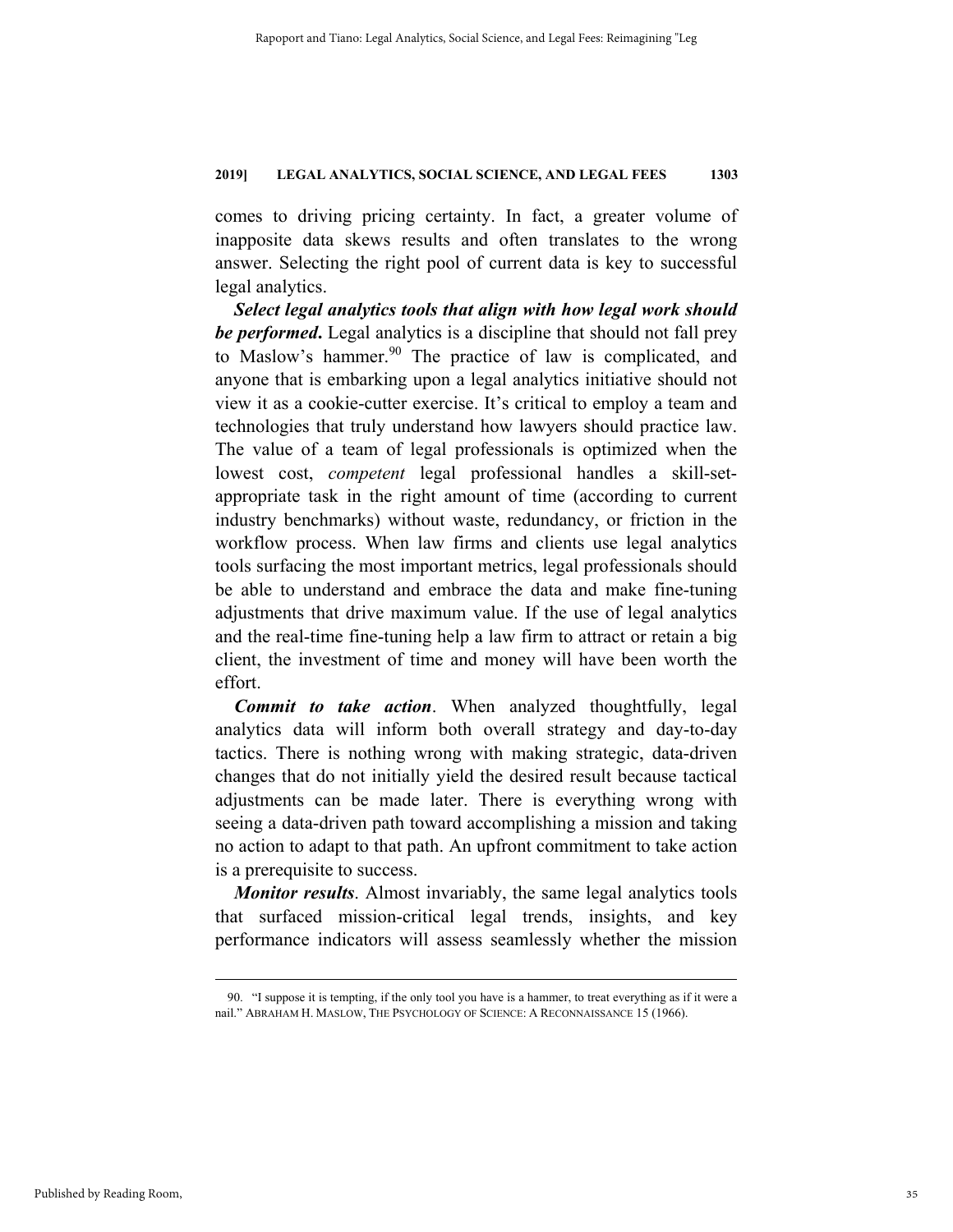comes to driving pricing certainty. In fact, a greater volume of inapposite data skews results and often translates to the wrong answer. Selecting the right pool of current data is key to successful legal analytics.

***Select legal analytics tools that align with how legal work should be performed*.** Legal analytics is a discipline that should not fall prey to Maslow's hammer.[90] The practice of law is complicated, and anyone that is embarking upon a legal analytics initiative should not view it as a cookie-cutter exercise. It's critical to employ a team and technologies that truly understand how lawyers should practice law. The value of a team of legal professionals is optimized when the lowest cost, *competent* legal professional handles a skill-set-appropriate task in the right amount of time (according to current industry benchmarks) without waste, redundancy, or friction in the workflow process. When law firms and clients use legal analytics tools surfacing the most important metrics, legal professionals should be able to understand and embrace the data and make fine-tuning adjustments that drive maximum value. If the use of legal analytics and the real-time fine-tuning help a law firm to attract or retain a big client, the investment of time and money will have been worth the effort.

***Commit to take action***. When analyzed thoughtfully, legal analytics data will inform both overall strategy and day-to-day tactics. There is nothing wrong with making strategic, data-driven changes that do not initially yield the desired result because tactical adjustments can be made later. There is everything wrong with seeing a data-driven path toward accomplishing a mission and taking no action to adapt to that path. An upfront commitment to take action is a prerequisite to success.

***Monitor results***. Almost invariably, the same legal analytics tools that surfaced mission-critical legal trends, insights, and key performance indicators will assess seamlessly whether the mission

---

90. "I suppose it is tempting, if the only tool you have is a hammer, to treat everything as if it were a nail." ABRAHAM H. MASLOW, THE PSYCHOLOGY OF SCIENCE: A RECONNAISSANCE 15 (1966).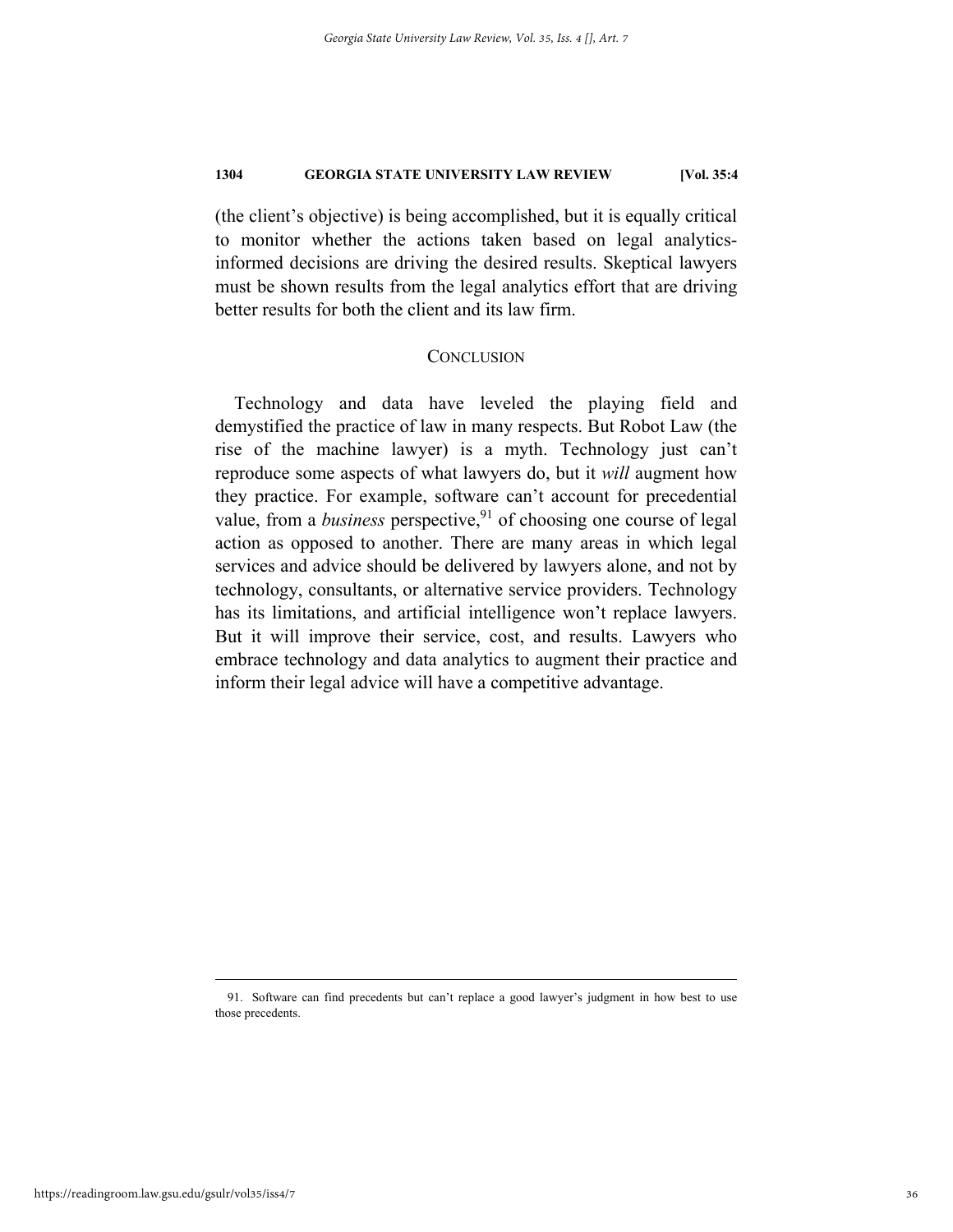(the client's objective) is being accomplished, but it is equally critical to monitor whether the actions taken based on legal analytics-informed decisions are driving the desired results. Skeptical lawyers must be shown results from the legal analytics effort that are driving better results for both the client and its law firm.

## CONCLUSION

Technology and data have leveled the playing field and demystified the practice of law in many respects. But Robot Law (the rise of the machine lawyer) is a myth. Technology just can't reproduce some aspects of what lawyers do, but it *will* augment how they practice. For example, software can't account for precedential value, from a *business* perspective,[91] of choosing one course of legal action as opposed to another. There are many areas in which legal services and advice should be delivered by lawyers alone, and not by technology, consultants, or alternative service providers. Technology has its limitations, and artificial intelligence won't replace lawyers. But it will improve their service, cost, and results. Lawyers who embrace technology and data analytics to augment their practice and inform their legal advice will have a competitive advantage.

---

91. Software can find precedents but can't replace a good lawyer's judgment in how best to use those precedents.